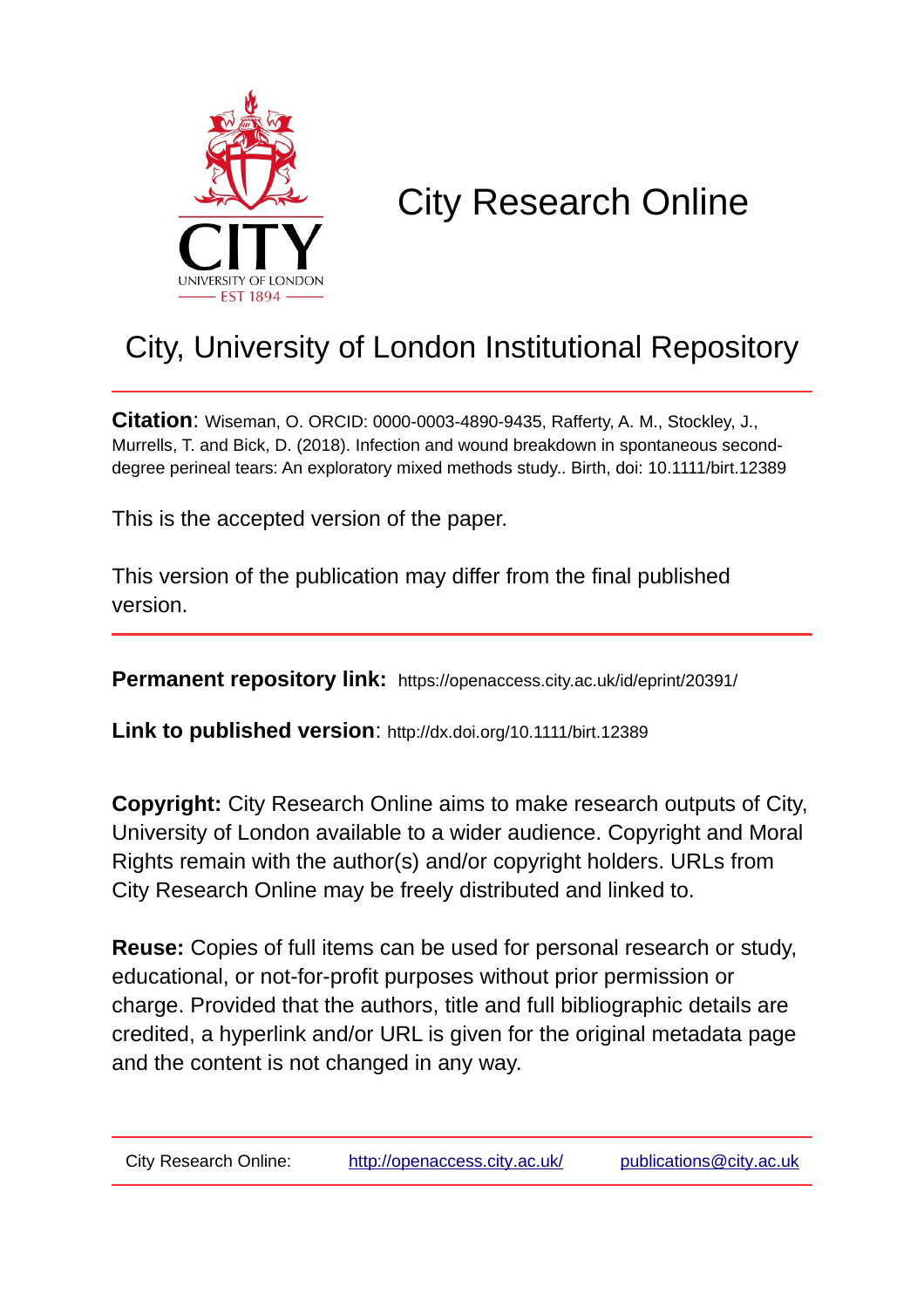# City Research Online

## City, University of London Institutional Repository

**Citation**: Wiseman, O. ORCID: 0000-0003-4890-9435, Rafferty, A. M., Stockley, J., Murrells, T. and Bick, D. (2018). Infection and wound breakdown in spontaneous second-degree perineal tears: An exploratory mixed methods study.. Birth, doi: 10.1111/birt.12389

This is the accepted version of the paper.

This version of the publication may differ from the final published version.

**Permanent repository link:** https://openaccess.city.ac.uk/id/eprint/20391/

**Link to published version**: http://dx.doi.org/10.1111/birt.12389

**Copyright:** City Research Online aims to make research outputs of City, University of London available to a wider audience. Copyright and Moral Rights remain with the author(s) and/or copyright holders. URLs from City Research Online may be freely distributed and linked to.

**Reuse:** Copies of full items can be used for personal research or study, educational, or not-for-profit purposes without prior permission or charge. Provided that the authors, title and full bibliographic details are credited, a hyperlink and/or URL is given for the original metadata page and the content is not changed in any way.

City Research Online: http://openaccess.city.ac.uk/ publications@city.ac.uk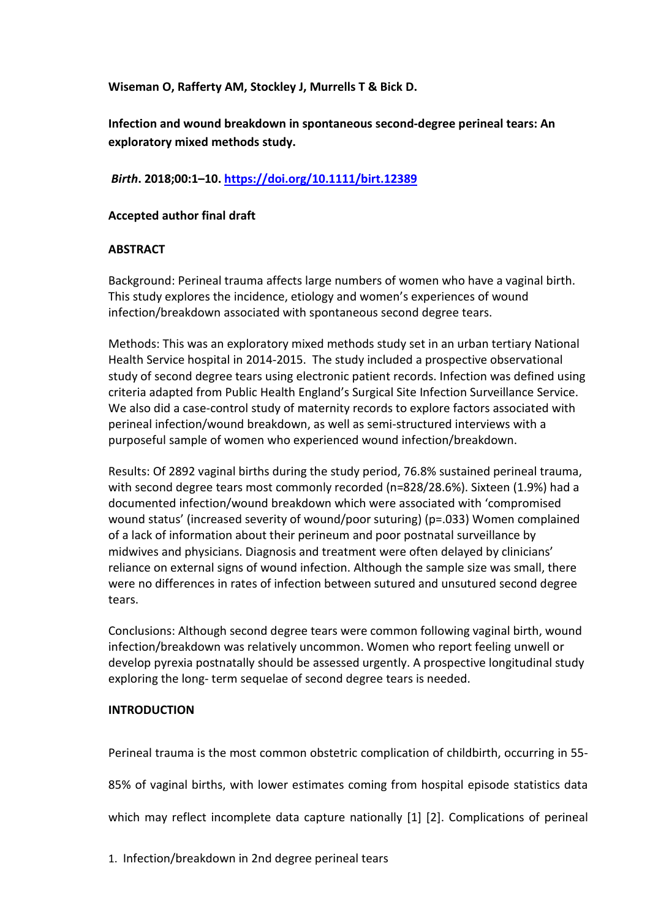**Wiseman O, Rafferty AM, Stockley J, Murrells T & Bick D.**

**Infection and wound breakdown in spontaneous second-degree perineal tears: An exploratory mixed methods study.**

***Birth*. 2018;00:1–10. https://doi.org/10.1111/birt.12389**

**Accepted author final draft**

## ABSTRACT

Background: Perineal trauma affects large numbers of women who have a vaginal birth. This study explores the incidence, etiology and women's experiences of wound infection/breakdown associated with spontaneous second degree tears.

Methods: This was an exploratory mixed methods study set in an urban tertiary National Health Service hospital in 2014-2015. The study included a prospective observational study of second degree tears using electronic patient records. Infection was defined using criteria adapted from Public Health England's Surgical Site Infection Surveillance Service. We also did a case-control study of maternity records to explore factors associated with perineal infection/wound breakdown, as well as semi-structured interviews with a purposeful sample of women who experienced wound infection/breakdown.

Results: Of 2892 vaginal births during the study period, 76.8% sustained perineal trauma, with second degree tears most commonly recorded (n=828/28.6%). Sixteen (1.9%) had a documented infection/wound breakdown which were associated with 'compromised wound status' (increased severity of wound/poor suturing) (p=.033) Women complained of a lack of information about their perineum and poor postnatal surveillance by midwives and physicians. Diagnosis and treatment were often delayed by clinicians' reliance on external signs of wound infection. Although the sample size was small, there were no differences in rates of infection between sutured and unsutured second degree tears.

Conclusions: Although second degree tears were common following vaginal birth, wound infection/breakdown was relatively uncommon. Women who report feeling unwell or develop pyrexia postnatally should be assessed urgently. A prospective longitudinal study exploring the long- term sequelae of second degree tears is needed.

## INTRODUCTION

Perineal trauma is the most common obstetric complication of childbirth, occurring in 55-85% of vaginal births, with lower estimates coming from hospital episode statistics data which may reflect incomplete data capture nationally [1] [2]. Complications of perineal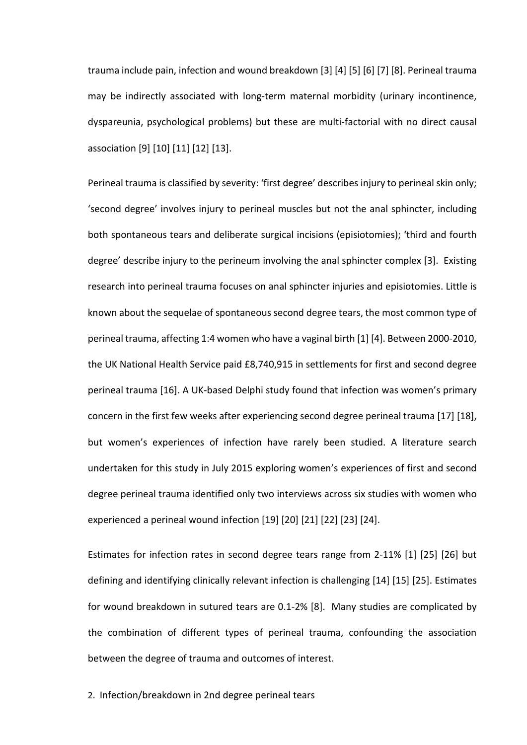trauma include pain, infection and wound breakdown [3] [4] [5] [6] [7] [8]. Perineal trauma may be indirectly associated with long-term maternal morbidity (urinary incontinence, dyspareunia, psychological problems) but these are multi-factorial with no direct causal association [9] [10] [11] [12] [13].

Perineal trauma is classified by severity: 'first degree' describes injury to perineal skin only; 'second degree' involves injury to perineal muscles but not the anal sphincter, including both spontaneous tears and deliberate surgical incisions (episiotomies); 'third and fourth degree' describe injury to the perineum involving the anal sphincter complex [3]. Existing research into perineal trauma focuses on anal sphincter injuries and episiotomies. Little is known about the sequelae of spontaneous second degree tears, the most common type of perineal trauma, affecting 1:4 women who have a vaginal birth [1] [4]. Between 2000-2010, the UK National Health Service paid £8,740,915 in settlements for first and second degree perineal trauma [16]. A UK-based Delphi study found that infection was women's primary concern in the first few weeks after experiencing second degree perineal trauma [17] [18], but women's experiences of infection have rarely been studied. A literature search undertaken for this study in July 2015 exploring women's experiences of first and second degree perineal trauma identified only two interviews across six studies with women who experienced a perineal wound infection [19] [20] [21] [22] [23] [24].

Estimates for infection rates in second degree tears range from 2-11% [1] [25] [26] but defining and identifying clinically relevant infection is challenging [14] [15] [25]. Estimates for wound breakdown in sutured tears are 0.1-2% [8]. Many studies are complicated by the combination of different types of perineal trauma, confounding the association between the degree of trauma and outcomes of interest.

2. Infection/breakdown in 2nd degree perineal tears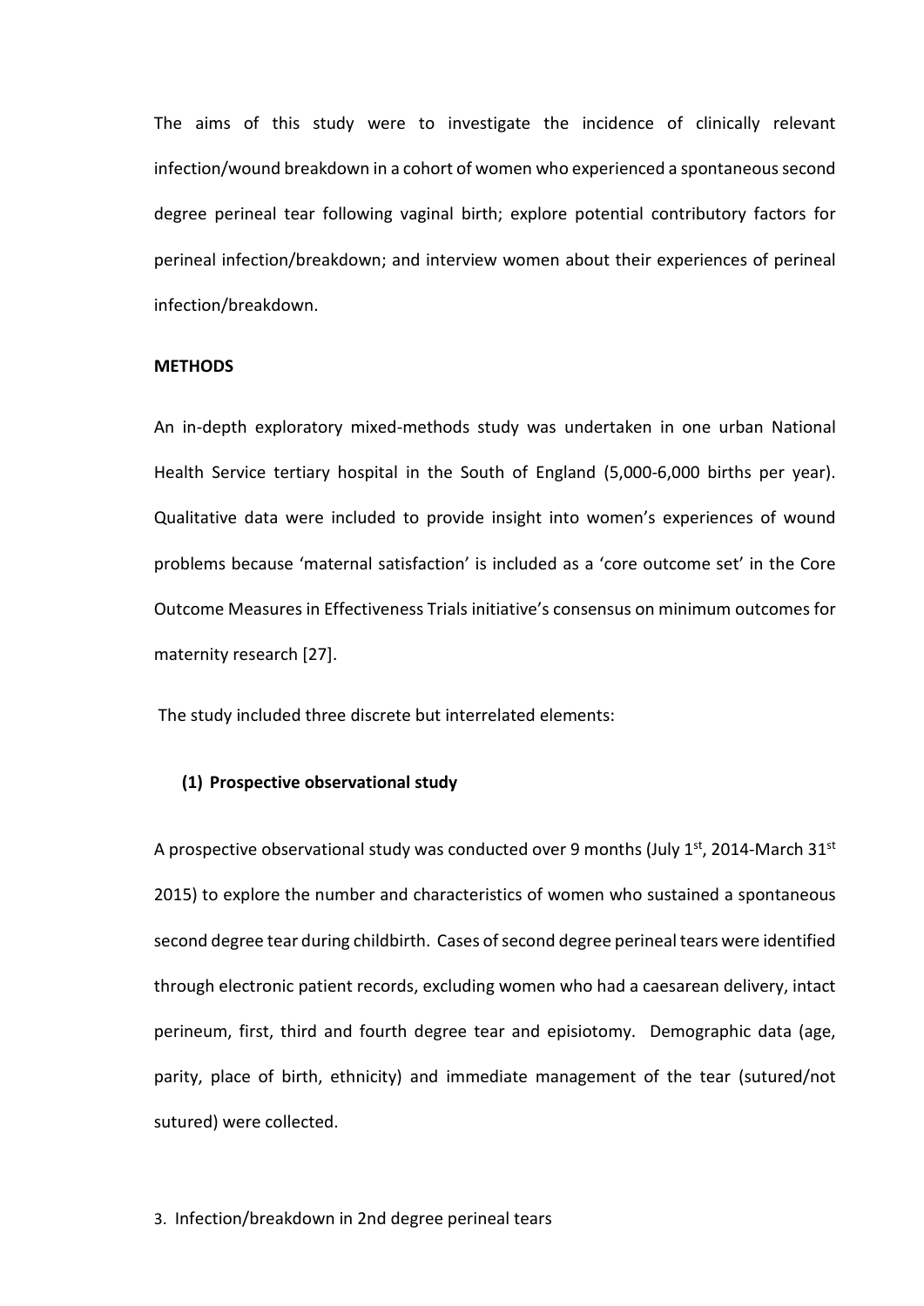The aims of this study were to investigate the incidence of clinically relevant infection/wound breakdown in a cohort of women who experienced a spontaneous second degree perineal tear following vaginal birth; explore potential contributory factors for perineal infection/breakdown; and interview women about their experiences of perineal infection/breakdown.

## METHODS

An in-depth exploratory mixed-methods study was undertaken in one urban National Health Service tertiary hospital in the South of England (5,000-6,000 births per year). Qualitative data were included to provide insight into women's experiences of wound problems because 'maternal satisfaction' is included as a 'core outcome set' in the Core Outcome Measures in Effectiveness Trials initiative's consensus on minimum outcomes for maternity research [27].

The study included three discrete but interrelated elements:

### (1) Prospective observational study

A prospective observational study was conducted over 9 months (July 1st, 2014-March 31st 2015) to explore the number and characteristics of women who sustained a spontaneous second degree tear during childbirth. Cases of second degree perineal tears were identified through electronic patient records, excluding women who had a caesarean delivery, intact perineum, first, third and fourth degree tear and episiotomy. Demographic data (age, parity, place of birth, ethnicity) and immediate management of the tear (sutured/not sutured) were collected.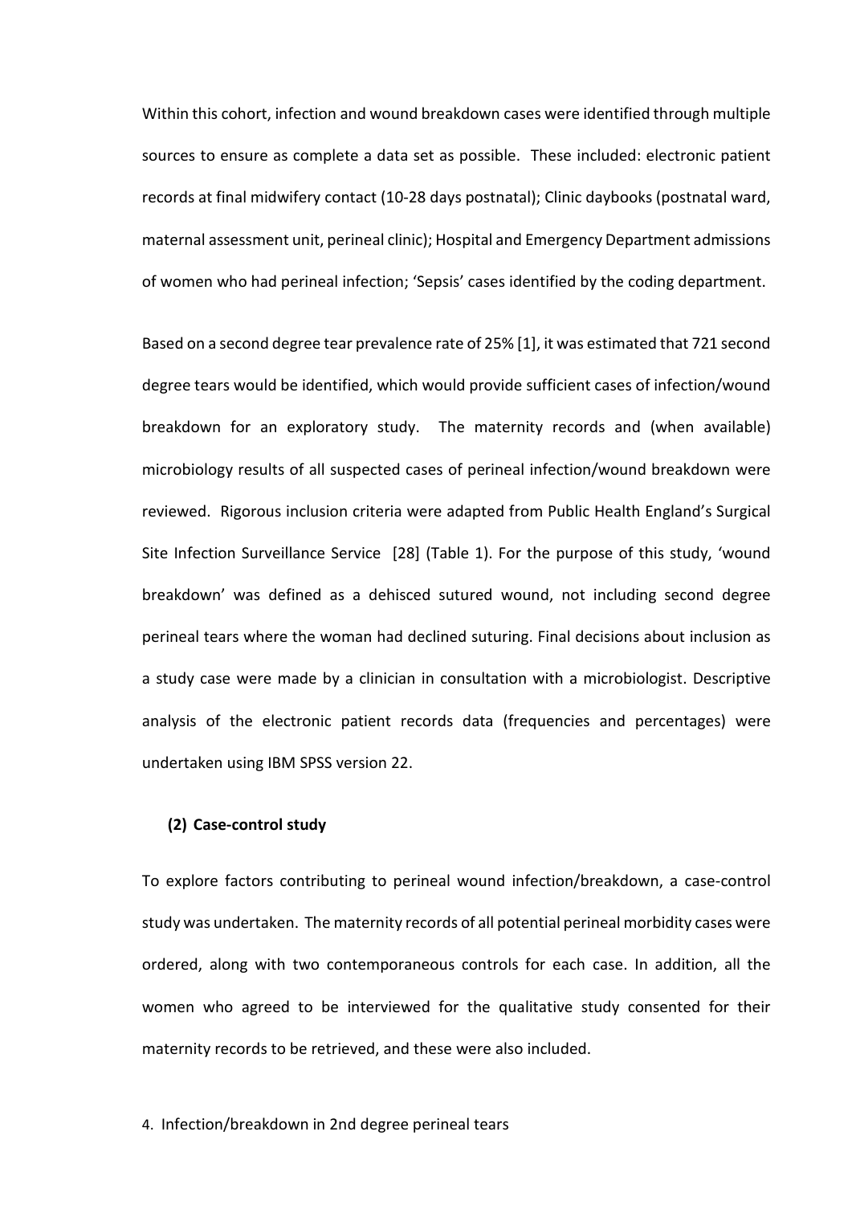Within this cohort, infection and wound breakdown cases were identified through multiple sources to ensure as complete a data set as possible. These included: electronic patient records at final midwifery contact (10-28 days postnatal); Clinic daybooks (postnatal ward, maternal assessment unit, perineal clinic); Hospital and Emergency Department admissions of women who had perineal infection; 'Sepsis' cases identified by the coding department.

Based on a second degree tear prevalence rate of 25% [1], it was estimated that 721 second degree tears would be identified, which would provide sufficient cases of infection/wound breakdown for an exploratory study. The maternity records and (when available) microbiology results of all suspected cases of perineal infection/wound breakdown were reviewed. Rigorous inclusion criteria were adapted from Public Health England's Surgical Site Infection Surveillance Service [28] (Table 1). For the purpose of this study, 'wound breakdown' was defined as a dehisced sutured wound, not including second degree perineal tears where the woman had declined suturing. Final decisions about inclusion as a study case were made by a clinician in consultation with a microbiologist. Descriptive analysis of the electronic patient records data (frequencies and percentages) were undertaken using IBM SPSS version 22.

### (2) Case-control study

To explore factors contributing to perineal wound infection/breakdown, a case-control study was undertaken. The maternity records of all potential perineal morbidity cases were ordered, along with two contemporaneous controls for each case. In addition, all the women who agreed to be interviewed for the qualitative study consented for their maternity records to be retrieved, and these were also included.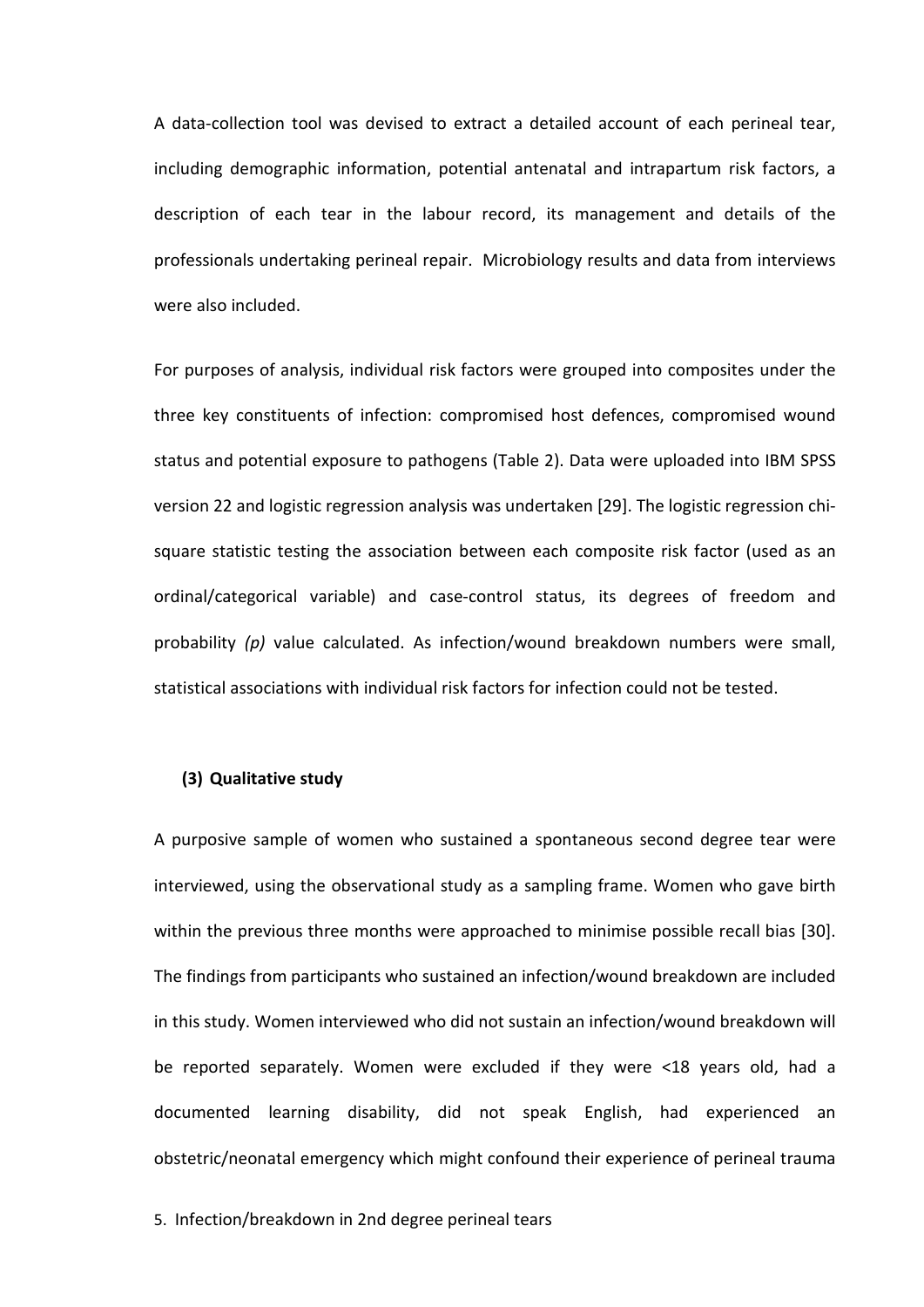A data-collection tool was devised to extract a detailed account of each perineal tear, including demographic information, potential antenatal and intrapartum risk factors, a description of each tear in the labour record, its management and details of the professionals undertaking perineal repair. Microbiology results and data from interviews were also included.

For purposes of analysis, individual risk factors were grouped into composites under the three key constituents of infection: compromised host defences, compromised wound status and potential exposure to pathogens (Table 2). Data were uploaded into IBM SPSS version 22 and logistic regression analysis was undertaken [29]. The logistic regression chi-square statistic testing the association between each composite risk factor (used as an ordinal/categorical variable) and case-control status, its degrees of freedom and probability *(p)* value calculated. As infection/wound breakdown numbers were small, statistical associations with individual risk factors for infection could not be tested.

### (3) Qualitative study

A purposive sample of women who sustained a spontaneous second degree tear were interviewed, using the observational study as a sampling frame. Women who gave birth within the previous three months were approached to minimise possible recall bias [30]. The findings from participants who sustained an infection/wound breakdown are included in this study. Women interviewed who did not sustain an infection/wound breakdown will be reported separately. Women were excluded if they were <18 years old, had a documented learning disability, did not speak English, had experienced an obstetric/neonatal emergency which might confound their experience of perineal trauma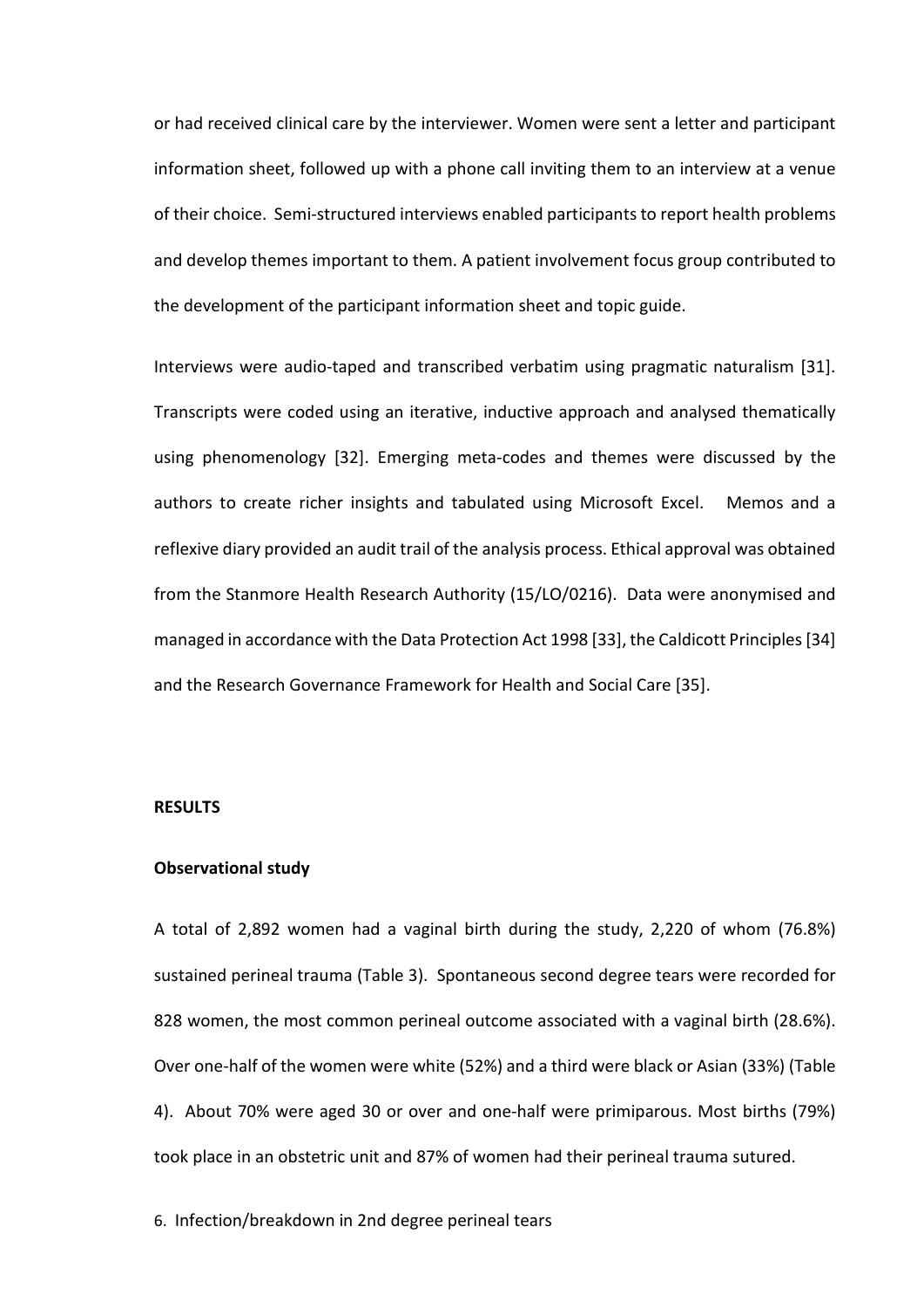or had received clinical care by the interviewer. Women were sent a letter and participant information sheet, followed up with a phone call inviting them to an interview at a venue of their choice. Semi-structured interviews enabled participants to report health problems and develop themes important to them. A patient involvement focus group contributed to the development of the participant information sheet and topic guide.

Interviews were audio-taped and transcribed verbatim using pragmatic naturalism [31]. Transcripts were coded using an iterative, inductive approach and analysed thematically using phenomenology [32]. Emerging meta-codes and themes were discussed by the authors to create richer insights and tabulated using Microsoft Excel. Memos and a reflexive diary provided an audit trail of the analysis process. Ethical approval was obtained from the Stanmore Health Research Authority (15/LO/0216). Data were anonymised and managed in accordance with the Data Protection Act 1998 [33], the Caldicott Principles [34] and the Research Governance Framework for Health and Social Care [35].

## RESULTS

### Observational study

A total of 2,892 women had a vaginal birth during the study, 2,220 of whom (76.8%) sustained perineal trauma (Table 3). Spontaneous second degree tears were recorded for 828 women, the most common perineal outcome associated with a vaginal birth (28.6%). Over one-half of the women were white (52%) and a third were black or Asian (33%) (Table 4). About 70% were aged 30 or over and one-half were primiparous. Most births (79%) took place in an obstetric unit and 87% of women had their perineal trauma sutured.

6. Infection/breakdown in 2nd degree perineal tears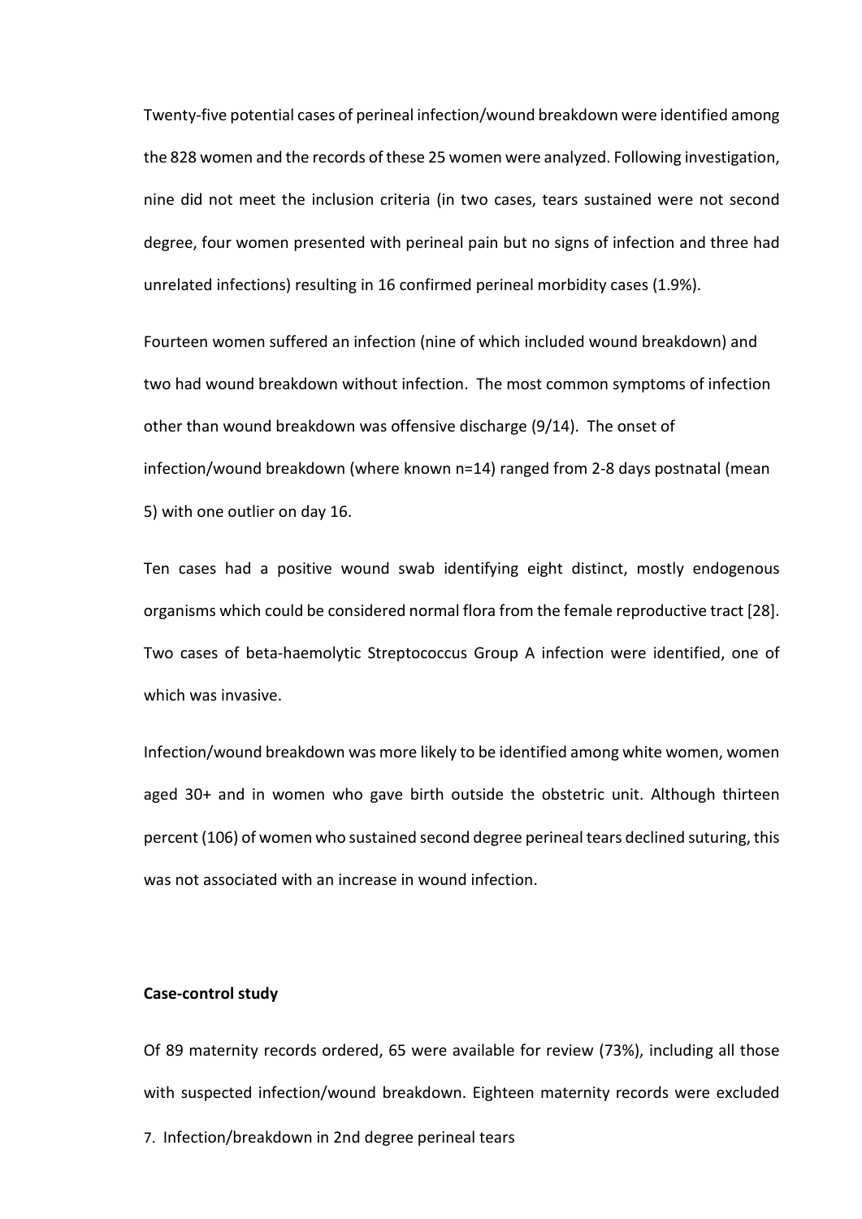Twenty-five potential cases of perineal infection/wound breakdown were identified among the 828 women and the records of these 25 women were analyzed. Following investigation, nine did not meet the inclusion criteria (in two cases, tears sustained were not second degree, four women presented with perineal pain but no signs of infection and three had unrelated infections) resulting in 16 confirmed perineal morbidity cases (1.9%).

Fourteen women suffered an infection (nine of which included wound breakdown) and two had wound breakdown without infection. The most common symptoms of infection other than wound breakdown was offensive discharge (9/14). The onset of infection/wound breakdown (where known n=14) ranged from 2-8 days postnatal (mean 5) with one outlier on day 16.

Ten cases had a positive wound swab identifying eight distinct, mostly endogenous organisms which could be considered normal flora from the female reproductive tract [28]. Two cases of beta-haemolytic Streptococcus Group A infection were identified, one of which was invasive.

Infection/wound breakdown was more likely to be identified among white women, women aged 30+ and in women who gave birth outside the obstetric unit. Although thirteen percent (106) of women who sustained second degree perineal tears declined suturing, this was not associated with an increase in wound infection.

**Case-control study**

Of 89 maternity records ordered, 65 were available for review (73%), including all those with suspected infection/wound breakdown. Eighteen maternity records were excluded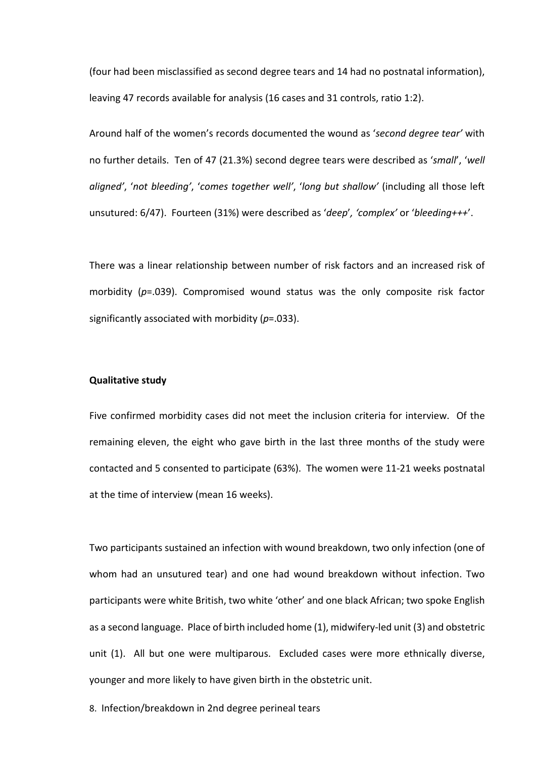(four had been misclassified as second degree tears and 14 had no postnatal information), leaving 47 records available for analysis (16 cases and 31 controls, ratio 1:2).

Around half of the women's records documented the wound as '*second degree tear'* with no further details. Ten of 47 (21.3%) second degree tears were described as '*small*', '*well aligned'*, '*not bleeding'*, '*comes together well'*, '*long but shallow'* (including all those left unsutured: 6/47). Fourteen (31%) were described as '*deep*'*, 'complex'* or '*bleeding+++*'.

There was a linear relationship between number of risk factors and an increased risk of morbidity (*p*=.039). Compromised wound status was the only composite risk factor significantly associated with morbidity (*p*=.033).

**Qualitative study**

Five confirmed morbidity cases did not meet the inclusion criteria for interview. Of the remaining eleven, the eight who gave birth in the last three months of the study were contacted and 5 consented to participate (63%). The women were 11-21 weeks postnatal at the time of interview (mean 16 weeks).

Two participants sustained an infection with wound breakdown, two only infection (one of whom had an unsutured tear) and one had wound breakdown without infection. Two participants were white British, two white 'other' and one black African; two spoke English as a second language. Place of birth included home (1), midwifery-led unit (3) and obstetric unit (1). All but one were multiparous. Excluded cases were more ethnically diverse, younger and more likely to have given birth in the obstetric unit.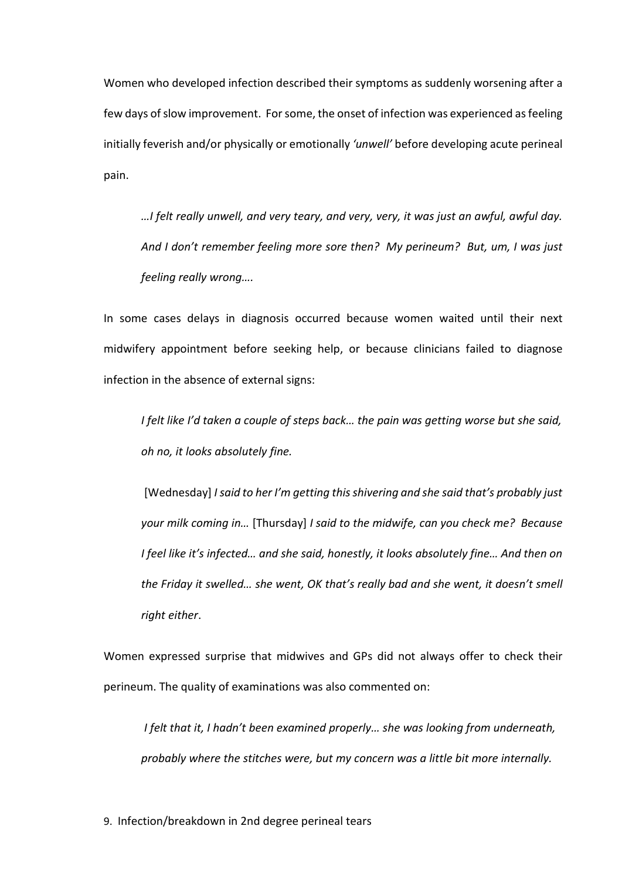Women who developed infection described their symptoms as suddenly worsening after a few days of slow improvement. For some, the onset of infection was experienced as feeling initially feverish and/or physically or emotionally *'unwell'* before developing acute perineal pain.

> *…I felt really unwell, and very teary, and very, very, it was just an awful, awful day. And I don't remember feeling more sore then? My perineum? But, um, I was just feeling really wrong….*

In some cases delays in diagnosis occurred because women waited until their next midwifery appointment before seeking help, or because clinicians failed to diagnose infection in the absence of external signs:

> *I felt like I'd taken a couple of steps back… the pain was getting worse but she said, oh no, it looks absolutely fine.*

> [Wednesday] *I said to her I'm getting this shivering and she said that's probably just your milk coming in…* [Thursday] *I said to the midwife, can you check me? Because I feel like it's infected… and she said, honestly, it looks absolutely fine… And then on the Friday it swelled… she went, OK that's really bad and she went, it doesn't smell right either*.

Women expressed surprise that midwives and GPs did not always offer to check their perineum. The quality of examinations was also commented on:

> *I felt that it, I hadn't been examined properly… she was looking from underneath, probably where the stitches were, but my concern was a little bit more internally.*

9. Infection/breakdown in 2nd degree perineal tears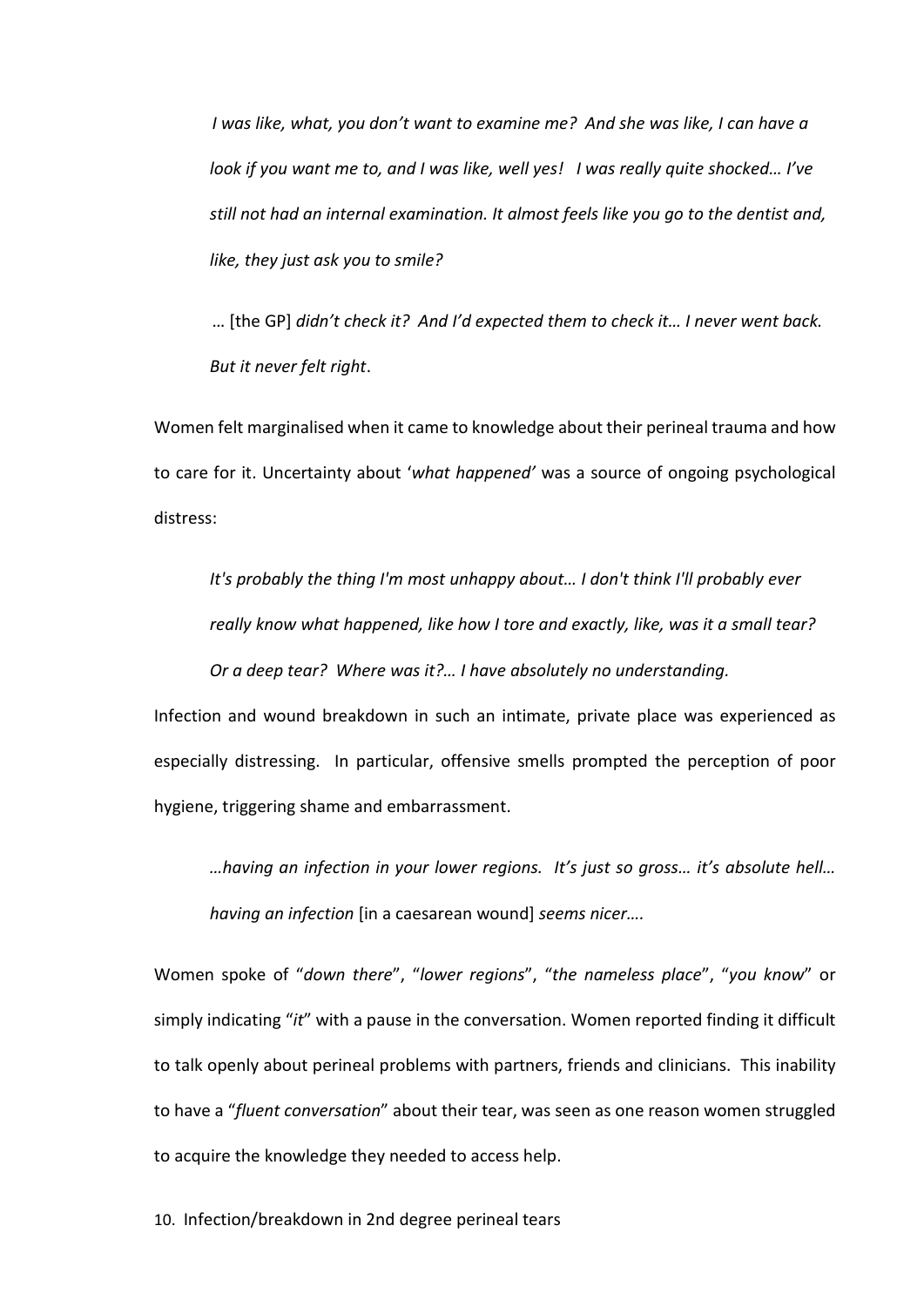> *I was like, what, you don't want to examine me? And she was like, I can have a look if you want me to, and I was like, well yes! I was really quite shocked… I've still not had an internal examination. It almost feels like you go to the dentist and, like, they just ask you to smile?*

> … [the GP] *didn't check it? And I'd expected them to check it… I never went back. But it never felt right*.

Women felt marginalised when it came to knowledge about their perineal trauma and how to care for it. Uncertainty about '*what happened'* was a source of ongoing psychological distress:

> *It's probably the thing I'm most unhappy about… I don't think I'll probably ever really know what happened, like how I tore and exactly, like, was it a small tear? Or a deep tear? Where was it?… I have absolutely no understanding.*

Infection and wound breakdown in such an intimate, private place was experienced as especially distressing. In particular, offensive smells prompted the perception of poor hygiene, triggering shame and embarrassment.

> *…having an infection in your lower regions. It's just so gross… it's absolute hell… having an infection* [in a caesarean wound] *seems nicer….*

Women spoke of "*down there*", "*lower regions*", "*the nameless place*", "*you know*" or simply indicating "*it*" with a pause in the conversation. Women reported finding it difficult to talk openly about perineal problems with partners, friends and clinicians. This inability to have a "*fluent conversation*" about their tear, was seen as one reason women struggled to acquire the knowledge they needed to access help.

10. Infection/breakdown in 2nd degree perineal tears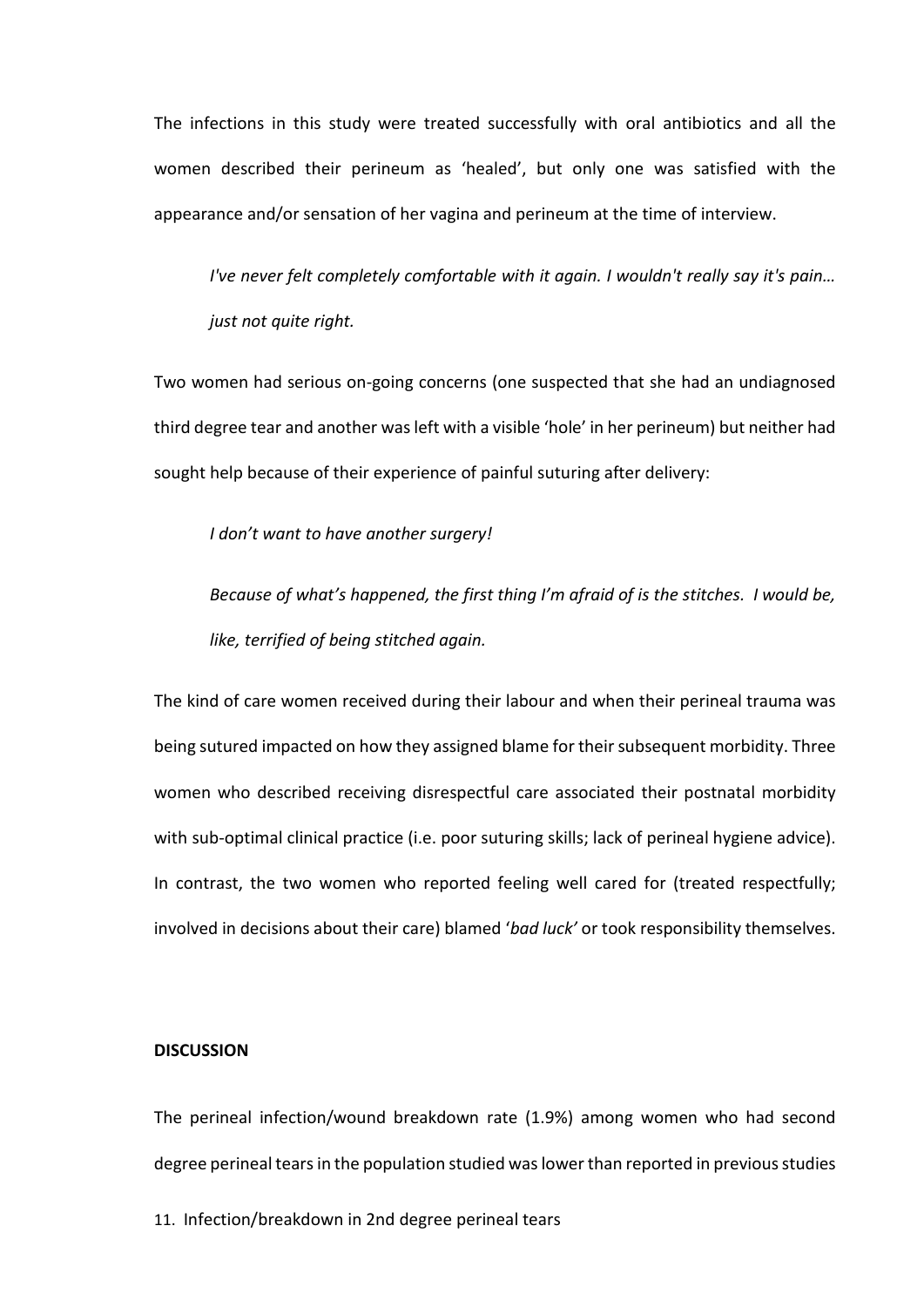The infections in this study were treated successfully with oral antibiotics and all the women described their perineum as 'healed', but only one was satisfied with the appearance and/or sensation of her vagina and perineum at the time of interview.

> *I've never felt completely comfortable with it again. I wouldn't really say it's pain… just not quite right.*

Two women had serious on-going concerns (one suspected that she had an undiagnosed third degree tear and another was left with a visible 'hole' in her perineum) but neither had sought help because of their experience of painful suturing after delivery:

> *I don't want to have another surgery!*

> *Because of what's happened, the first thing I'm afraid of is the stitches. I would be, like, terrified of being stitched again.*

The kind of care women received during their labour and when their perineal trauma was being sutured impacted on how they assigned blame for their subsequent morbidity. Three women who described receiving disrespectful care associated their postnatal morbidity with sub-optimal clinical practice (i.e. poor suturing skills; lack of perineal hygiene advice). In contrast, the two women who reported feeling well cared for (treated respectfully; involved in decisions about their care) blamed '*bad luck'* or took responsibility themselves.

**DISCUSSION**

The perineal infection/wound breakdown rate (1.9%) among women who had second degree perineal tears in the population studied was lower than reported in previous studies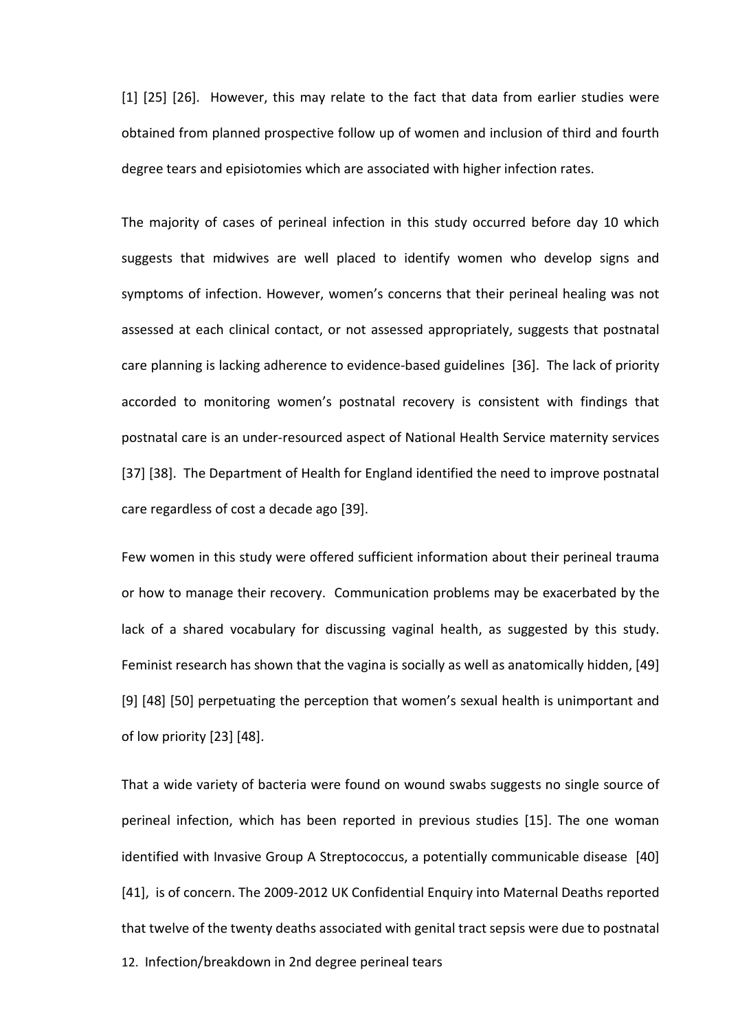[1] [25] [26]. However, this may relate to the fact that data from earlier studies were obtained from planned prospective follow up of women and inclusion of third and fourth degree tears and episiotomies which are associated with higher infection rates.

The majority of cases of perineal infection in this study occurred before day 10 which suggests that midwives are well placed to identify women who develop signs and symptoms of infection. However, women's concerns that their perineal healing was not assessed at each clinical contact, or not assessed appropriately, suggests that postnatal care planning is lacking adherence to evidence-based guidelines [36]. The lack of priority accorded to monitoring women's postnatal recovery is consistent with findings that postnatal care is an under-resourced aspect of National Health Service maternity services [37] [38]. The Department of Health for England identified the need to improve postnatal care regardless of cost a decade ago [39].

Few women in this study were offered sufficient information about their perineal trauma or how to manage their recovery. Communication problems may be exacerbated by the lack of a shared vocabulary for discussing vaginal health, as suggested by this study. Feminist research has shown that the vagina is socially as well as anatomically hidden, [49] [9] [48] [50] perpetuating the perception that women's sexual health is unimportant and of low priority [23] [48].

That a wide variety of bacteria were found on wound swabs suggests no single source of perineal infection, which has been reported in previous studies [15]. The one woman identified with Invasive Group A Streptococcus, a potentially communicable disease [40] [41], is of concern. The 2009-2012 UK Confidential Enquiry into Maternal Deaths reported that twelve of the twenty deaths associated with genital tract sepsis were due to postnatal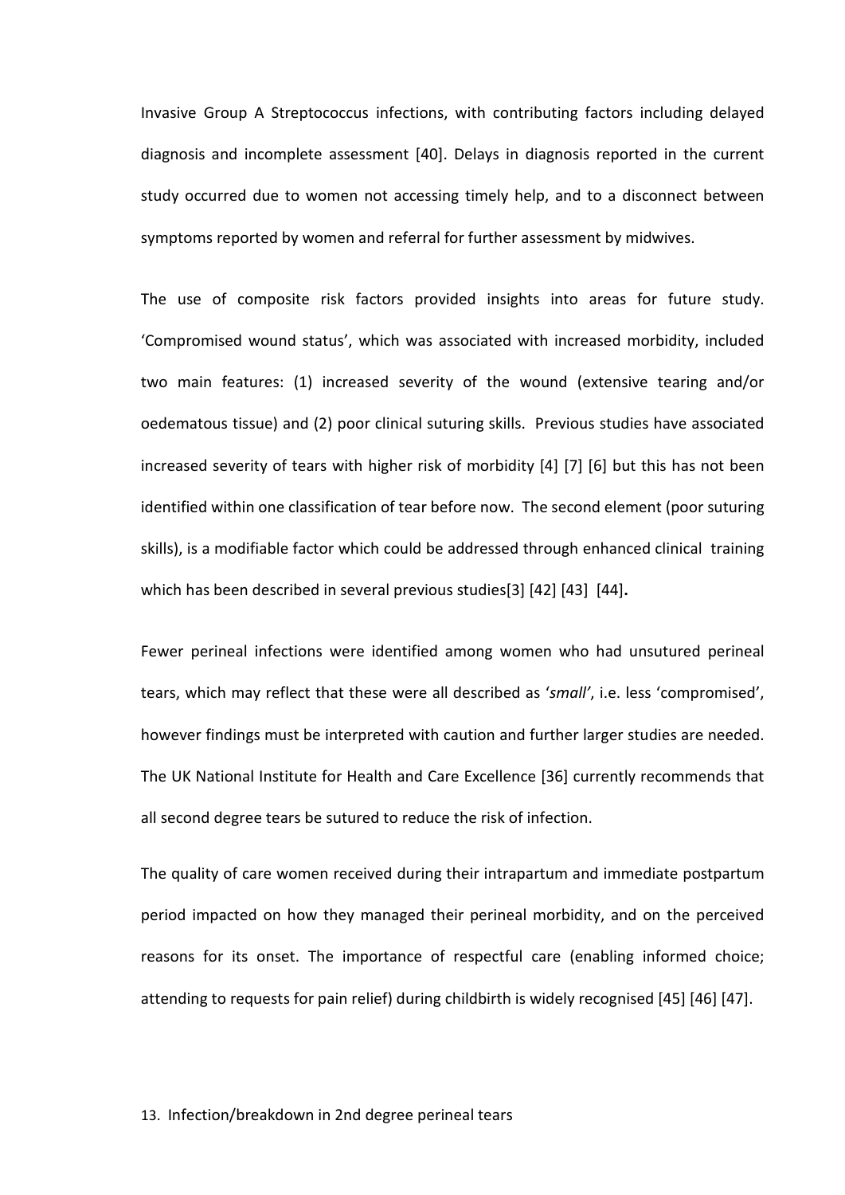Invasive Group A Streptococcus infections, with contributing factors including delayed diagnosis and incomplete assessment [40]. Delays in diagnosis reported in the current study occurred due to women not accessing timely help, and to a disconnect between symptoms reported by women and referral for further assessment by midwives.

The use of composite risk factors provided insights into areas for future study. 'Compromised wound status', which was associated with increased morbidity, included two main features: (1) increased severity of the wound (extensive tearing and/or oedematous tissue) and (2) poor clinical suturing skills. Previous studies have associated increased severity of tears with higher risk of morbidity [4] [7] [6] but this has not been identified within one classification of tear before now. The second element (poor suturing skills), is a modifiable factor which could be addressed through enhanced clinical training which has been described in several previous studies[3] [42] [43] [44]**.**

Fewer perineal infections were identified among women who had unsutured perineal tears, which may reflect that these were all described as '*small'*, i.e. less 'compromised', however findings must be interpreted with caution and further larger studies are needed. The UK National Institute for Health and Care Excellence [36] currently recommends that all second degree tears be sutured to reduce the risk of infection.

The quality of care women received during their intrapartum and immediate postpartum period impacted on how they managed their perineal morbidity, and on the perceived reasons for its onset. The importance of respectful care (enabling informed choice; attending to requests for pain relief) during childbirth is widely recognised [45] [46] [47].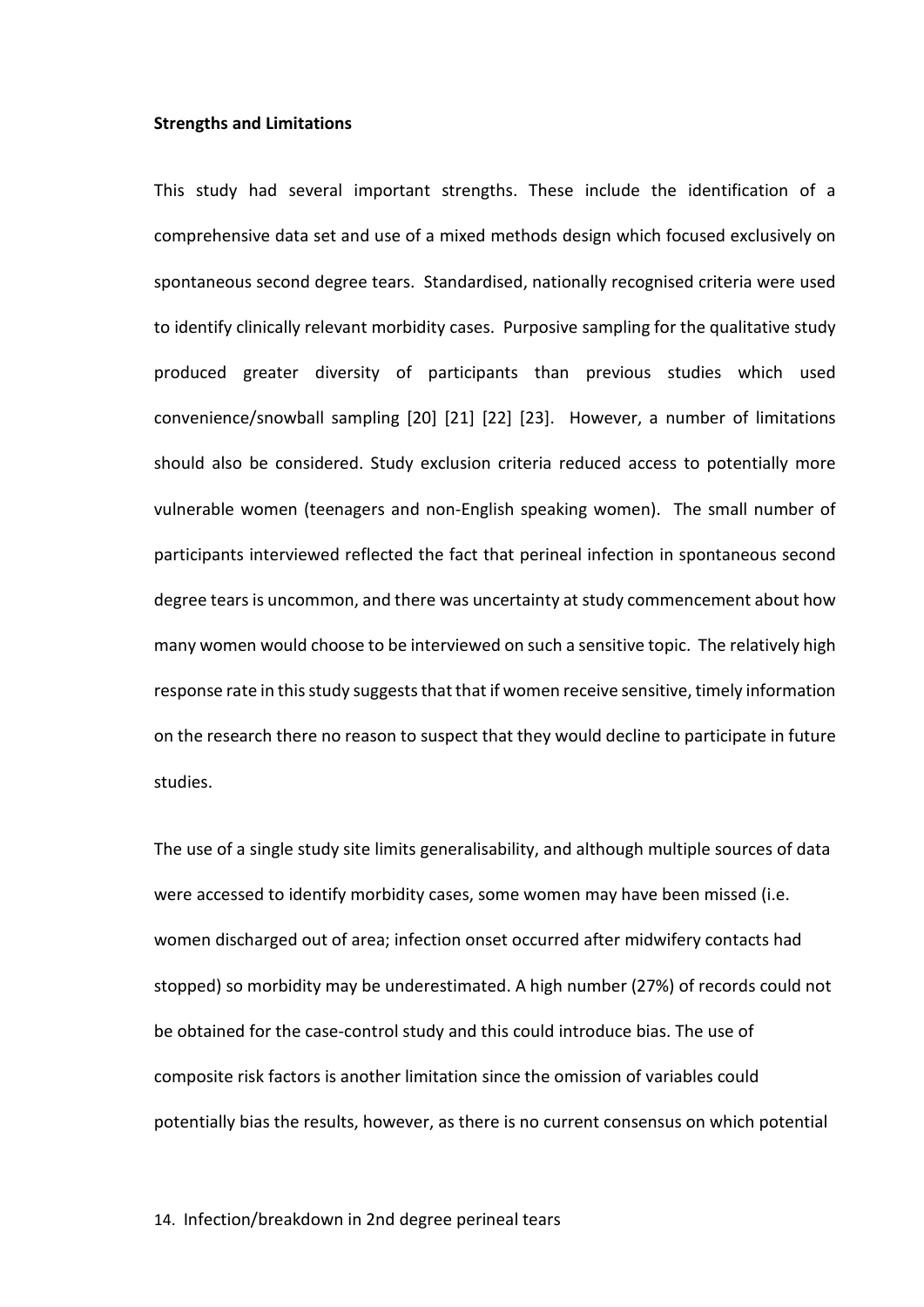**Strengths and Limitations**

This study had several important strengths. These include the identification of a comprehensive data set and use of a mixed methods design which focused exclusively on spontaneous second degree tears. Standardised, nationally recognised criteria were used to identify clinically relevant morbidity cases. Purposive sampling for the qualitative study produced greater diversity of participants than previous studies which used convenience/snowball sampling [20] [21] [22] [23]. However, a number of limitations should also be considered. Study exclusion criteria reduced access to potentially more vulnerable women (teenagers and non-English speaking women). The small number of participants interviewed reflected the fact that perineal infection in spontaneous second degree tears is uncommon, and there was uncertainty at study commencement about how many women would choose to be interviewed on such a sensitive topic. The relatively high response rate in this study suggests that that if women receive sensitive, timely information on the research there no reason to suspect that they would decline to participate in future studies.

The use of a single study site limits generalisability, and although multiple sources of data were accessed to identify morbidity cases, some women may have been missed (i.e. women discharged out of area; infection onset occurred after midwifery contacts had stopped) so morbidity may be underestimated. A high number (27%) of records could not be obtained for the case-control study and this could introduce bias. The use of composite risk factors is another limitation since the omission of variables could potentially bias the results, however, as there is no current consensus on which potential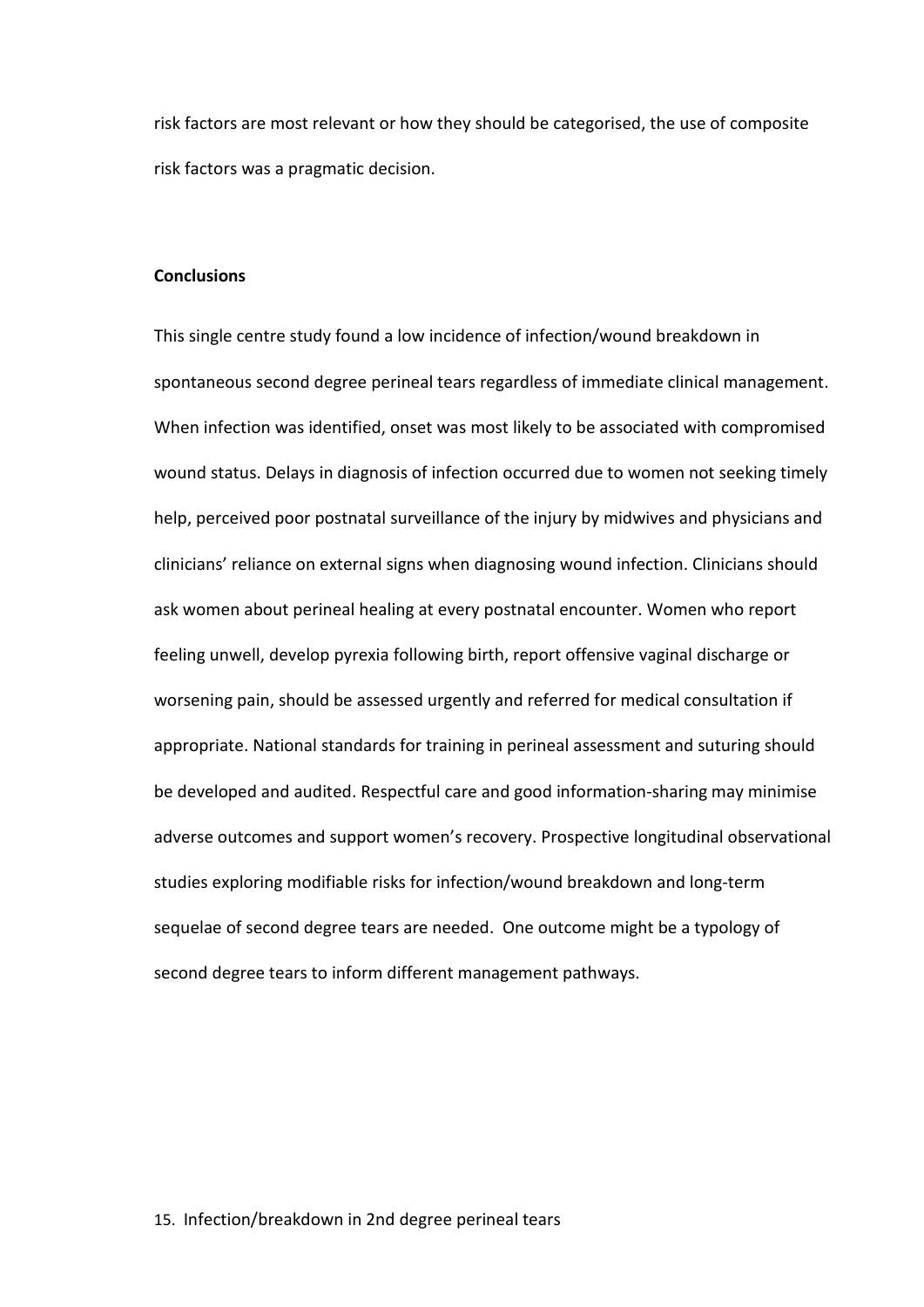risk factors are most relevant or how they should be categorised, the use of composite risk factors was a pragmatic decision.

**Conclusions**

This single centre study found a low incidence of infection/wound breakdown in spontaneous second degree perineal tears regardless of immediate clinical management. When infection was identified, onset was most likely to be associated with compromised wound status. Delays in diagnosis of infection occurred due to women not seeking timely help, perceived poor postnatal surveillance of the injury by midwives and physicians and clinicians' reliance on external signs when diagnosing wound infection. Clinicians should ask women about perineal healing at every postnatal encounter. Women who report feeling unwell, develop pyrexia following birth, report offensive vaginal discharge or worsening pain, should be assessed urgently and referred for medical consultation if appropriate. National standards for training in perineal assessment and suturing should be developed and audited. Respectful care and good information-sharing may minimise adverse outcomes and support women's recovery. Prospective longitudinal observational studies exploring modifiable risks for infection/wound breakdown and long-term sequelae of second degree tears are needed. One outcome might be a typology of second degree tears to inform different management pathways.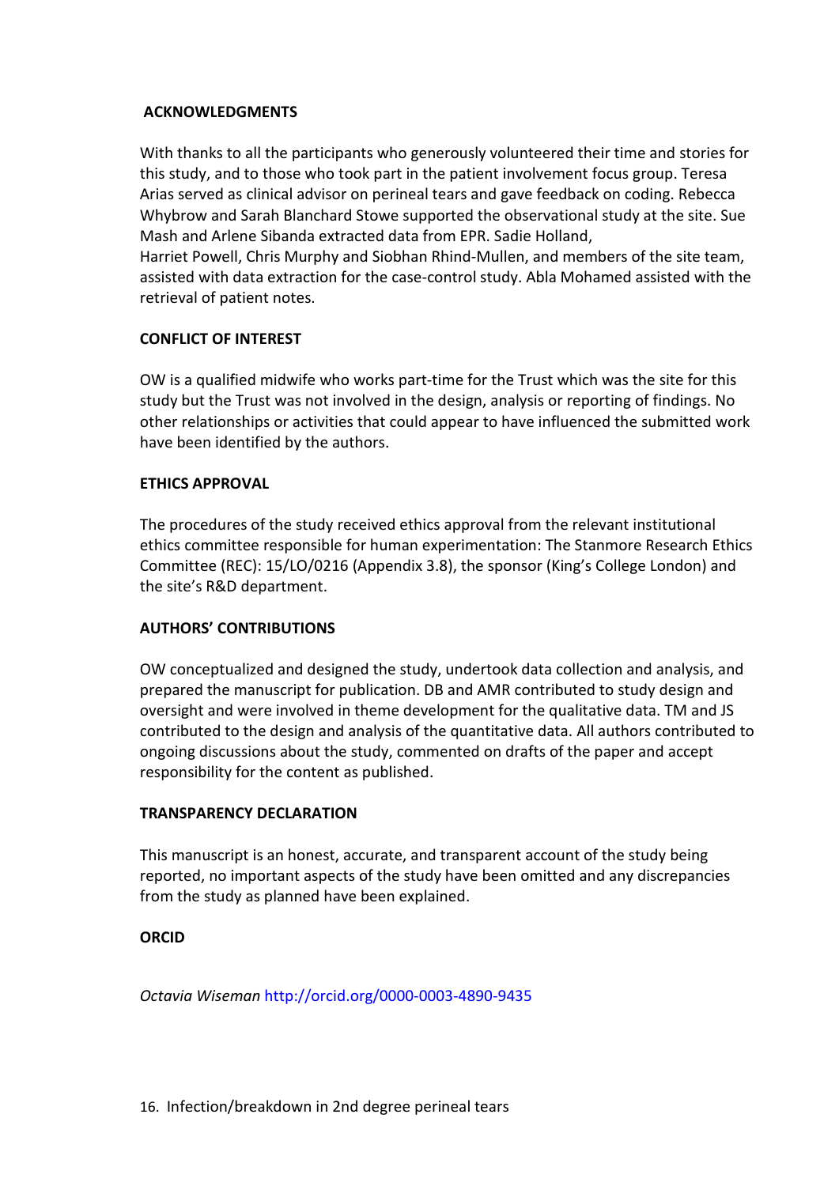## ACKNOWLEDGMENTS

With thanks to all the participants who generously volunteered their time and stories for this study, and to those who took part in the patient involvement focus group. Teresa Arias served as clinical advisor on perineal tears and gave feedback on coding. Rebecca Whybrow and Sarah Blanchard Stowe supported the observational study at the site. Sue Mash and Arlene Sibanda extracted data from EPR. Sadie Holland, Harriet Powell, Chris Murphy and Siobhan Rhind-Mullen, and members of the site team, assisted with data extraction for the case-control study. Abla Mohamed assisted with the retrieval of patient notes.

## CONFLICT OF INTEREST

OW is a qualified midwife who works part-time for the Trust which was the site for this study but the Trust was not involved in the design, analysis or reporting of findings. No other relationships or activities that could appear to have influenced the submitted work have been identified by the authors.

## ETHICS APPROVAL

The procedures of the study received ethics approval from the relevant institutional ethics committee responsible for human experimentation: The Stanmore Research Ethics Committee (REC): 15/LO/0216 (Appendix 3.8), the sponsor (King's College London) and the site's R&D department.

## AUTHORS' CONTRIBUTIONS

OW conceptualized and designed the study, undertook data collection and analysis, and prepared the manuscript for publication. DB and AMR contributed to study design and oversight and were involved in theme development for the qualitative data. TM and JS contributed to the design and analysis of the quantitative data. All authors contributed to ongoing discussions about the study, commented on drafts of the paper and accept responsibility for the content as published.

## TRANSPARENCY DECLARATION

This manuscript is an honest, accurate, and transparent account of the study being reported, no important aspects of the study have been omitted and any discrepancies from the study as planned have been explained.

## ORCID

*Octavia Wiseman* http://orcid.org/0000-0003-4890-9435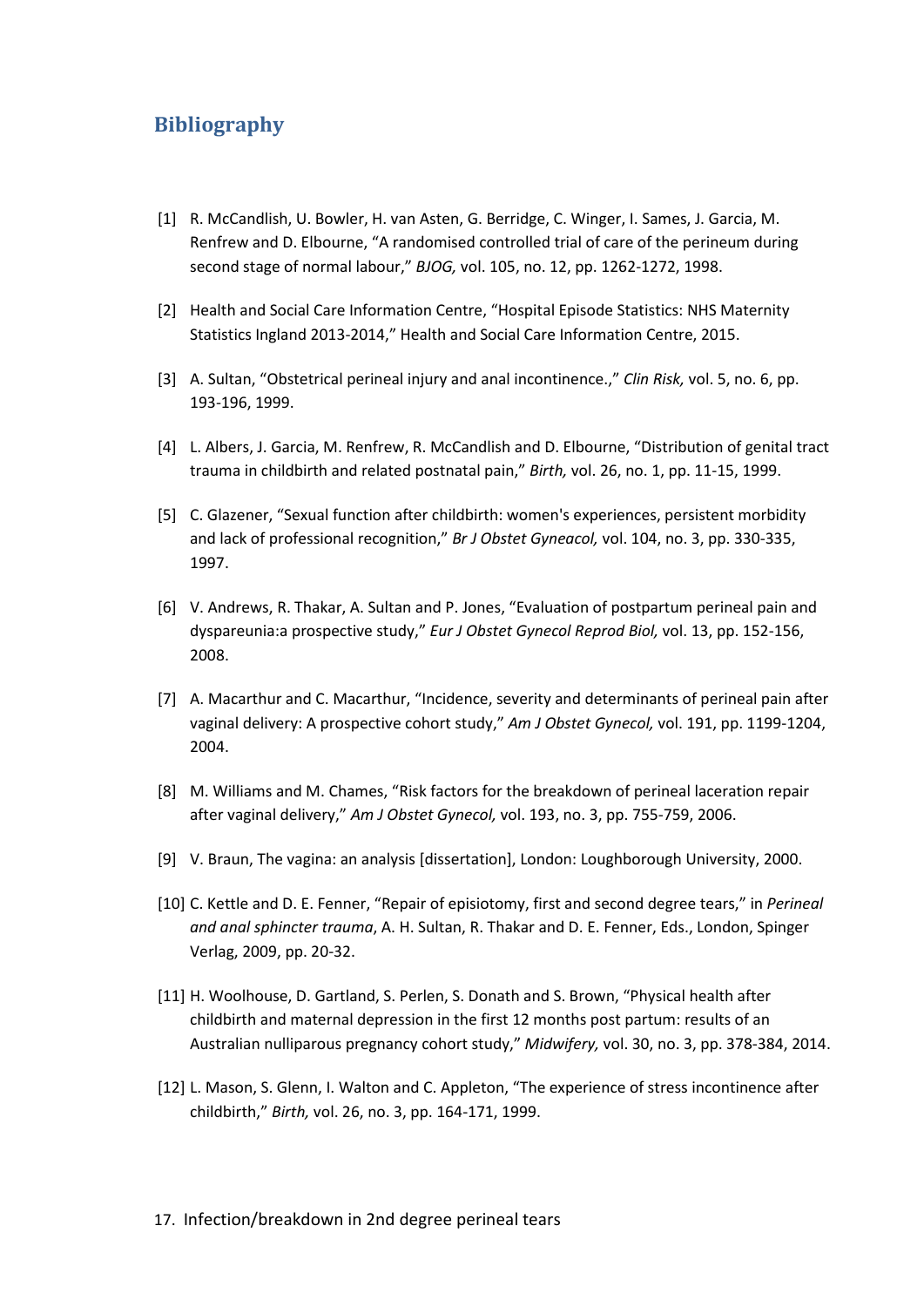## Bibliography

[1] R. McCandlish, U. Bowler, H. van Asten, G. Berridge, C. Winger, I. Sames, J. Garcia, M. Renfrew and D. Elbourne, "A randomised controlled trial of care of the perineum during second stage of normal labour," *BJOG,* vol. 105, no. 12, pp. 1262-1272, 1998.

[2] Health and Social Care Information Centre, "Hospital Episode Statistics: NHS Maternity Statistics Ingland 2013-2014," Health and Social Care Information Centre, 2015.

[3] A. Sultan, "Obstetrical perineal injury and anal incontinence.," *Clin Risk,* vol. 5, no. 6, pp. 193-196, 1999.

[4] L. Albers, J. Garcia, M. Renfrew, R. McCandlish and D. Elbourne, "Distribution of genital tract trauma in childbirth and related postnatal pain," *Birth,* vol. 26, no. 1, pp. 11-15, 1999.

[5] C. Glazener, "Sexual function after childbirth: women's experiences, persistent morbidity and lack of professional recognition," *Br J Obstet Gyneacol,* vol. 104, no. 3, pp. 330-335, 1997.

[6] V. Andrews, R. Thakar, A. Sultan and P. Jones, "Evaluation of postpartum perineal pain and dyspareunia:a prospective study," *Eur J Obstet Gynecol Reprod Biol,* vol. 13, pp. 152-156, 2008.

[7] A. Macarthur and C. Macarthur, "Incidence, severity and determinants of perineal pain after vaginal delivery: A prospective cohort study," *Am J Obstet Gynecol,* vol. 191, pp. 1199-1204, 2004.

[8] M. Williams and M. Chames, "Risk factors for the breakdown of perineal laceration repair after vaginal delivery," *Am J Obstet Gynecol,* vol. 193, no. 3, pp. 755-759, 2006.

[9] V. Braun, The vagina: an analysis [dissertation], London: Loughborough University, 2000.

[10] C. Kettle and D. E. Fenner, "Repair of episiotomy, first and second degree tears," in *Perineal and anal sphincter trauma*, A. H. Sultan, R. Thakar and D. E. Fenner, Eds., London, Spinger Verlag, 2009, pp. 20-32.

[11] H. Woolhouse, D. Gartland, S. Perlen, S. Donath and S. Brown, "Physical health after childbirth and maternal depression in the first 12 months post partum: results of an Australian nulliparous pregnancy cohort study," *Midwifery,* vol. 30, no. 3, pp. 378-384, 2014.

[12] L. Mason, S. Glenn, I. Walton and C. Appleton, "The experience of stress incontinence after childbirth," *Birth,* vol. 26, no. 3, pp. 164-171, 1999.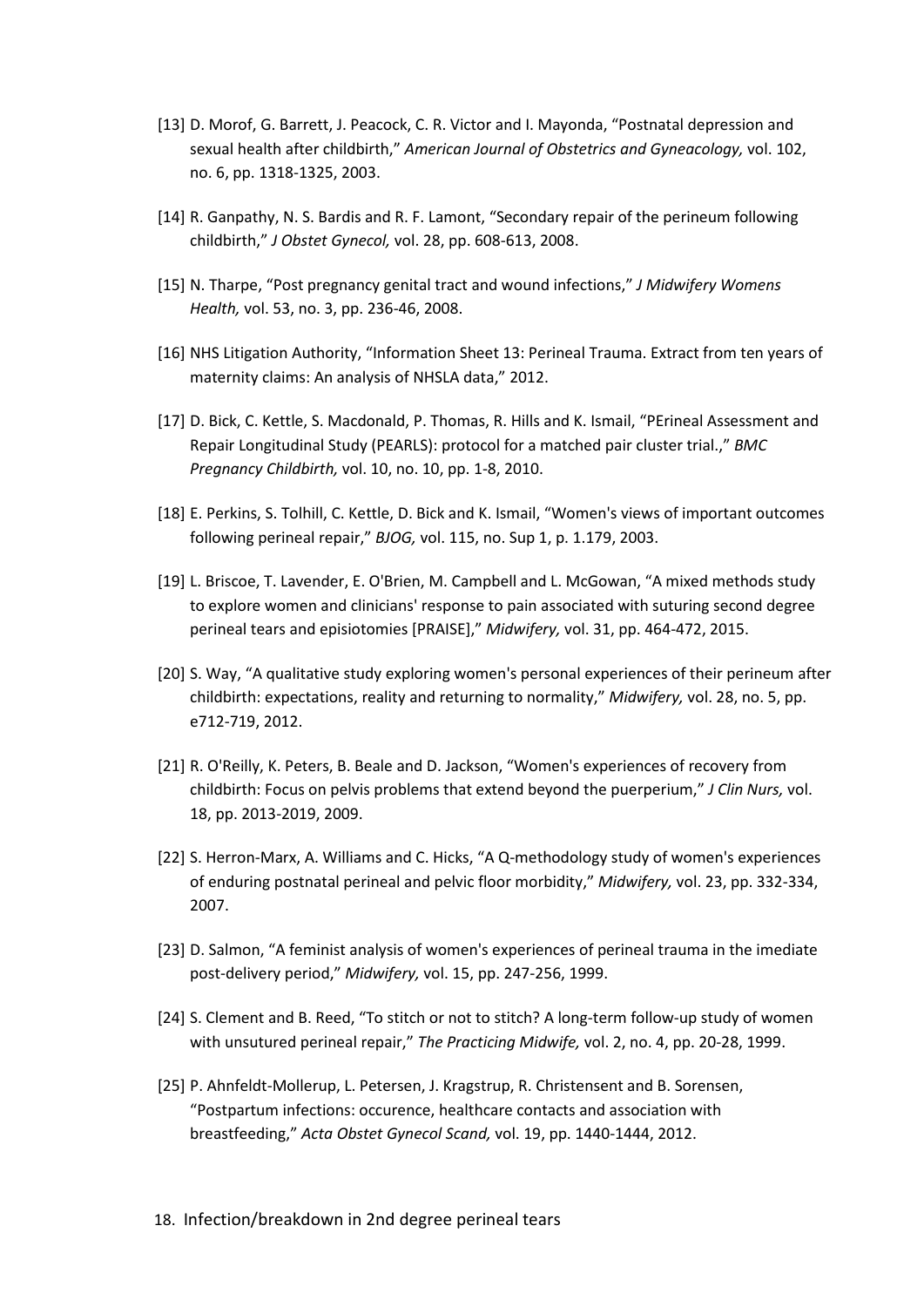[13] D. Morof, G. Barrett, J. Peacock, C. R. Victor and I. Mayonda, “Postnatal depression and sexual health after childbirth,” *American Journal of Obstetrics and Gyneacology,* vol. 102, no. 6, pp. 1318-1325, 2003.

[14] R. Ganpathy, N. S. Bardis and R. F. Lamont, “Secondary repair of the perineum following childbirth,” *J Obstet Gynecol,* vol. 28, pp. 608-613, 2008.

[15] N. Tharpe, “Post pregnancy genital tract and wound infections,” *J Midwifery Womens Health,* vol. 53, no. 3, pp. 236-46, 2008.

[16] NHS Litigation Authority, “Information Sheet 13: Perineal Trauma. Extract from ten years of maternity claims: An analysis of NHSLA data,” 2012.

[17] D. Bick, C. Kettle, S. Macdonald, P. Thomas, R. Hills and K. Ismail, “PErineal Assessment and Repair Longitudinal Study (PEARLS): protocol for a matched pair cluster trial.,” *BMC Pregnancy Childbirth,* vol. 10, no. 10, pp. 1-8, 2010.

[18] E. Perkins, S. Tolhill, C. Kettle, D. Bick and K. Ismail, “Women's views of important outcomes following perineal repair,” *BJOG,* vol. 115, no. Sup 1, p. 1.179, 2003.

[19] L. Briscoe, T. Lavender, E. O'Brien, M. Campbell and L. McGowan, “A mixed methods study to explore women and clinicians' response to pain associated with suturing second degree perineal tears and episiotomies [PRAISE],” *Midwifery,* vol. 31, pp. 464-472, 2015.

[20] S. Way, “A qualitative study exploring women's personal experiences of their perineum after childbirth: expectations, reality and returning to normality,” *Midwifery,* vol. 28, no. 5, pp. e712-719, 2012.

[21] R. O'Reilly, K. Peters, B. Beale and D. Jackson, “Women's experiences of recovery from childbirth: Focus on pelvis problems that extend beyond the puerperium,” *J Clin Nurs,* vol. 18, pp. 2013-2019, 2009.

[22] S. Herron-Marx, A. Williams and C. Hicks, “A Q-methodology study of women's experiences of enduring postnatal perineal and pelvic floor morbidity,” *Midwifery,* vol. 23, pp. 332-334, 2007.

[23] D. Salmon, “A feminist analysis of women's experiences of perineal trauma in the imediate post-delivery period,” *Midwifery,* vol. 15, pp. 247-256, 1999.

[24] S. Clement and B. Reed, “To stitch or not to stitch? A long-term follow-up study of women with unsutured perineal repair,” *The Practicing Midwife,* vol. 2, no. 4, pp. 20-28, 1999.

[25] P. Ahnfeldt-Mollerup, L. Petersen, J. Kragstrup, R. Christensent and B. Sorensen, “Postpartum infections: occurence, healthcare contacts and association with breastfeeding,” *Acta Obstet Gynecol Scand,* vol. 19, pp. 1440-1444, 2012.

18. Infection/breakdown in 2nd degree perineal tears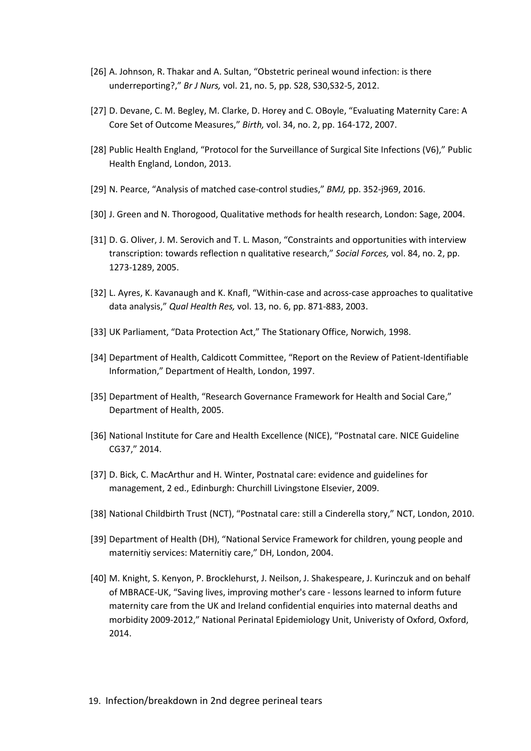[26] A. Johnson, R. Thakar and A. Sultan, "Obstetric perineal wound infection: is there underreporting?," *Br J Nurs,* vol. 21, no. 5, pp. S28, S30,S32-5, 2012.

[27] D. Devane, C. M. Begley, M. Clarke, D. Horey and C. OBoyle, "Evaluating Maternity Care: A Core Set of Outcome Measures," *Birth,* vol. 34, no. 2, pp. 164-172, 2007.

[28] Public Health England, "Protocol for the Surveillance of Surgical Site Infections (V6)," Public Health England, London, 2013.

[29] N. Pearce, "Analysis of matched case-control studies," *BMJ,* pp. 352-j969, 2016.

[30] J. Green and N. Thorogood, Qualitative methods for health research, London: Sage, 2004.

[31] D. G. Oliver, J. M. Serovich and T. L. Mason, "Constraints and opportunities with interview transcription: towards reflection n qualitative research," *Social Forces,* vol. 84, no. 2, pp. 1273-1289, 2005.

[32] L. Ayres, K. Kavanaugh and K. Knafl, "Within-case and across-case approaches to qualitative data analysis," *Qual Health Res,* vol. 13, no. 6, pp. 871-883, 2003.

[33] UK Parliament, "Data Protection Act," The Stationary Office, Norwich, 1998.

[34] Department of Health, Caldicott Committee, "Report on the Review of Patient-Identifiable Information," Department of Health, London, 1997.

[35] Department of Health, "Research Governance Framework for Health and Social Care," Department of Health, 2005.

[36] National Institute for Care and Health Excellence (NICE), "Postnatal care. NICE Guideline CG37," 2014.

[37] D. Bick, C. MacArthur and H. Winter, Postnatal care: evidence and guidelines for management, 2 ed., Edinburgh: Churchill Livingstone Elsevier, 2009.

[38] National Childbirth Trust (NCT), "Postnatal care: still a Cinderella story," NCT, London, 2010.

[39] Department of Health (DH), "National Service Framework for children, young people and maternitiy services: Maternitiy care," DH, London, 2004.

[40] M. Knight, S. Kenyon, P. Brocklehurst, J. Neilson, J. Shakespeare, J. Kurinczuk and on behalf of MBRACE-UK, "Saving lives, improving mother's care - lessons learned to inform future maternity care from the UK and Ireland confidential enquiries into maternal deaths and morbidity 2009-2012," National Perinatal Epidemiology Unit, Univeristy of Oxford, Oxford, 2014.

19. Infection/breakdown in 2nd degree perineal tears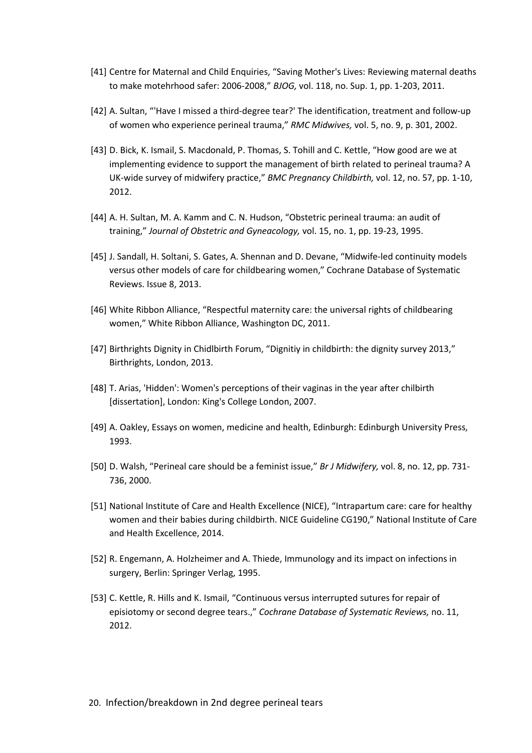[41] Centre for Maternal and Child Enquiries, "Saving Mother's Lives: Reviewing maternal deaths to make motehrhood safer: 2006-2008," *BJOG,* vol. 118, no. Sup. 1, pp. 1-203, 2011.

[42] A. Sultan, "'Have I missed a third-degree tear?' The identification, treatment and follow-up of women who experience perineal trauma," *RMC Midwives,* vol. 5, no. 9, p. 301, 2002.

[43] D. Bick, K. Ismail, S. Macdonald, P. Thomas, S. Tohill and C. Kettle, "How good are we at implementing evidence to support the management of birth related to perineal trauma? A UK-wide survey of midwifery practice," *BMC Pregnancy Childbirth,* vol. 12, no. 57, pp. 1-10, 2012.

[44] A. H. Sultan, M. A. Kamm and C. N. Hudson, "Obstetric perineal trauma: an audit of training," *Journal of Obstetric and Gyneacology,* vol. 15, no. 1, pp. 19-23, 1995.

[45] J. Sandall, H. Soltani, S. Gates, A. Shennan and D. Devane, "Midwife-led continuity models versus other models of care for childbearing women," Cochrane Database of Systematic Reviews. Issue 8, 2013.

[46] White Ribbon Alliance, "Respectful maternity care: the universal rights of childbearing women," White Ribbon Alliance, Washington DC, 2011.

[47] Birthrights Dignity in Chidlbirth Forum, "Dignitiy in childbirth: the dignity survey 2013," Birthrights, London, 2013.

[48] T. Arias, 'Hidden': Women's perceptions of their vaginas in the year after chilbirth [dissertation], London: King's College London, 2007.

[49] A. Oakley, Essays on women, medicine and health, Edinburgh: Edinburgh University Press, 1993.

[50] D. Walsh, "Perineal care should be a feminist issue," *Br J Midwifery,* vol. 8, no. 12, pp. 731-736, 2000.

[51] National Institute of Care and Health Excellence (NICE), "Intrapartum care: care for healthy women and their babies during childbirth. NICE Guideline CG190," National Institute of Care and Health Excellence, 2014.

[52] R. Engemann, A. Holzheimer and A. Thiede, Immunology and its impact on infections in surgery, Berlin: Springer Verlag, 1995.

[53] C. Kettle, R. Hills and K. Ismail, "Continuous versus interrupted sutures for repair of episiotomy or second degree tears.," *Cochrane Database of Systematic Reviews,* no. 11, 2012.

## 20. Infection/breakdown in 2nd degree perineal tears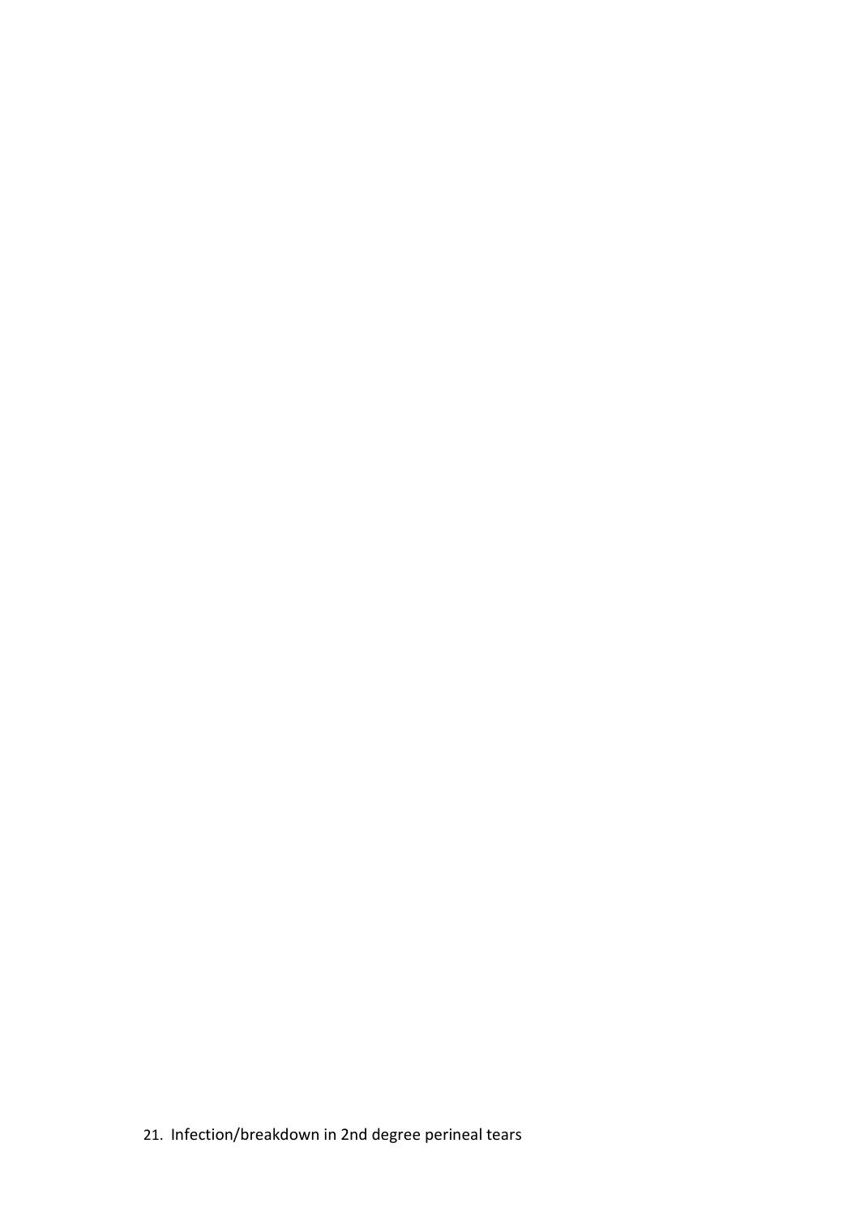21. Infection/breakdown in 2nd degree perineal tears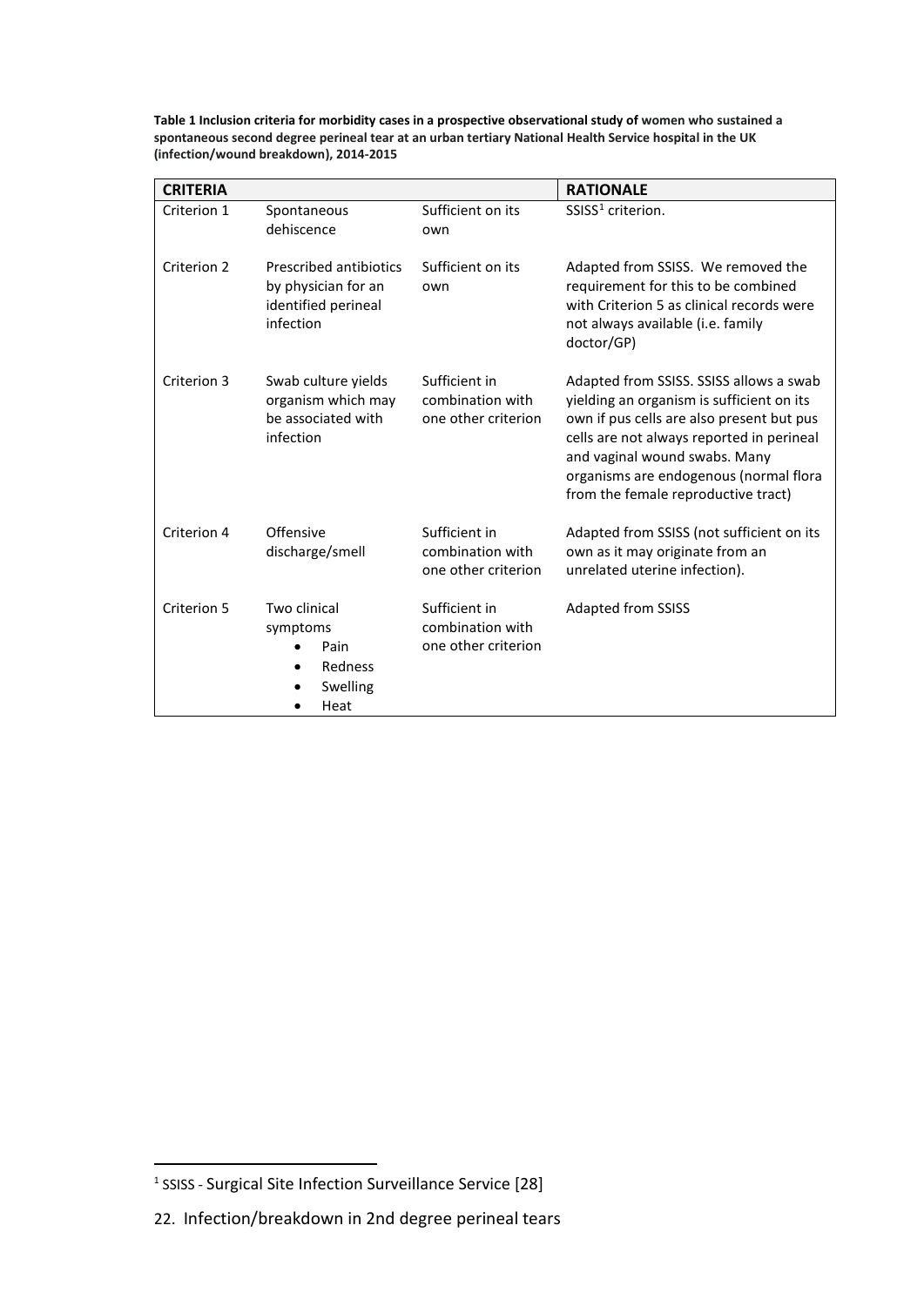**Table 1 Inclusion criteria for morbidity cases in a prospective observational study of women who sustained a spontaneous second degree perineal tear at an urban tertiary National Health Service hospital in the UK (infection/wound breakdown), 2014-2015**

| CRITERIA | | | RATIONALE |
|---|---|---|---|
| Criterion 1 | Spontaneous dehiscence | Sufficient on its own | SSISS[1] criterion. |
| Criterion 2 | Prescribed antibiotics by physician for an identified perineal infection | Sufficient on its own | Adapted from SSISS. We removed the requirement for this to be combined with Criterion 5 as clinical records were not always available (i.e. family doctor/GP) |
| Criterion 3 | Swab culture yields organism which may be associated with infection | Sufficient in combination with one other criterion | Adapted from SSISS. SSISS allows a swab yielding an organism is sufficient on its own if pus cells are also present but pus cells are not always reported in perineal and vaginal wound swabs. Many organisms are endogenous (normal flora from the female reproductive tract) |
| Criterion 4 | Offensive discharge/smell | Sufficient in combination with one other criterion | Adapted from SSISS (not sufficient on its own as it may originate from an unrelated uterine infection). |
| Criterion 5 | Two clinical symptoms<br>• Pain<br>• Redness<br>• Swelling<br>• Heat | Sufficient in combination with one other criterion | Adapted from SSISS |

[1] SSISS - Surgical Site Infection Surveillance Service [28]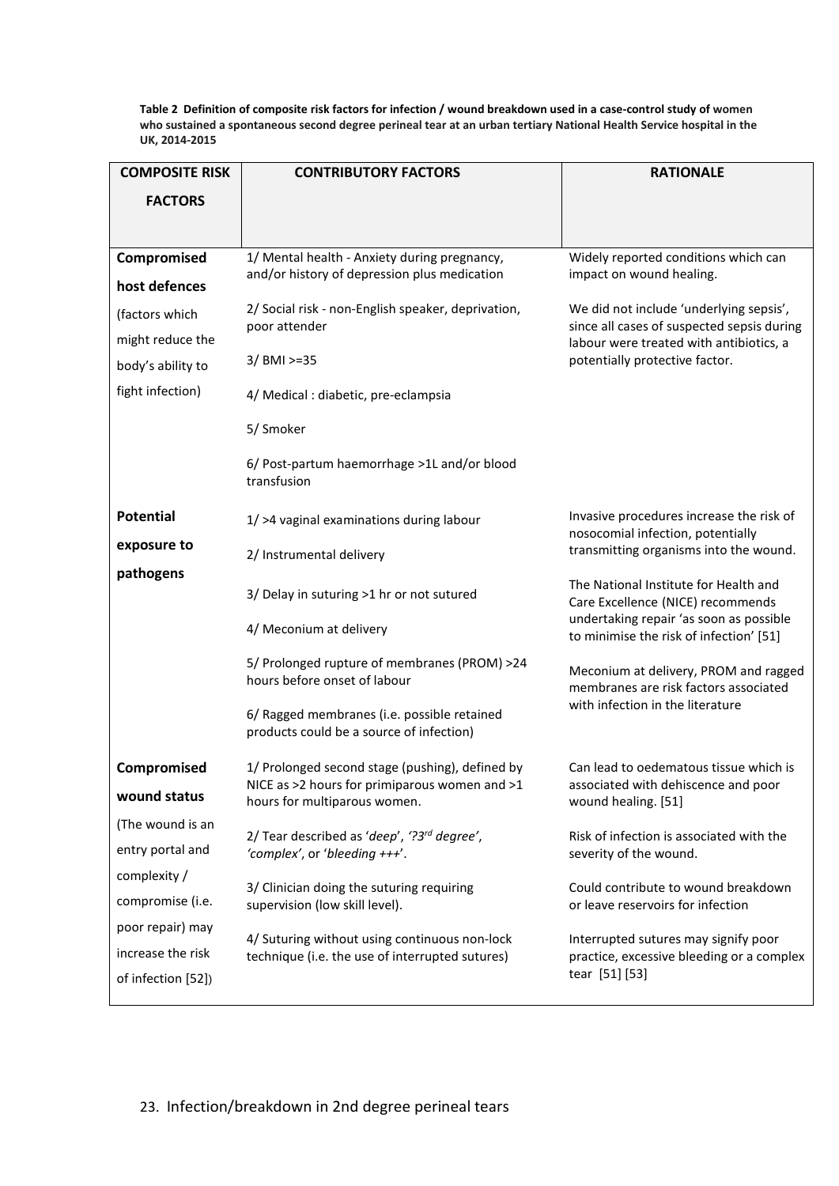**Table 2 Definition of composite risk factors for infection / wound breakdown used in a case-control study of women who sustained a spontaneous second degree perineal tear at an urban tertiary National Health Service hospital in the UK, 2014-2015**

| COMPOSITE RISK FACTORS | CONTRIBUTORY FACTORS | RATIONALE |
|---|---|---|
| **Compromised host defences** (factors which might reduce the body's ability to fight infection) | 1/ Mental health - Anxiety during pregnancy, and/or history of depression plus medication<br><br>2/ Social risk - non-English speaker, deprivation, poor attender<br><br>3/ BMI >=35<br><br>4/ Medical : diabetic, pre-eclampsia<br><br>5/ Smoker<br><br>6/ Post-partum haemorrhage >1L and/or blood transfusion | Widely reported conditions which can impact on wound healing.<br><br>We did not include 'underlying sepsis', since all cases of suspected sepsis during labour were treated with antibiotics, a potentially protective factor. |
| **Potential exposure to pathogens** | 1/ >4 vaginal examinations during labour<br><br>2/ Instrumental delivery<br><br>3/ Delay in suturing >1 hr or not sutured<br><br>4/ Meconium at delivery<br><br>5/ Prolonged rupture of membranes (PROM) >24 hours before onset of labour<br><br>6/ Ragged membranes (i.e. possible retained products could be a source of infection) | Invasive procedures increase the risk of nosocomial infection, potentially transmitting organisms into the wound.<br><br>The National Institute for Health and Care Excellence (NICE) recommends undertaking repair 'as soon as possible to minimise the risk of infection' [51]<br><br>Meconium at delivery, PROM and ragged membranes are risk factors associated with infection in the literature |
| **Compromised wound status** (The wound is an entry portal and complexity / compromise (i.e. poor repair) may increase the risk of infection [52]) | 1/ Prolonged second stage (pushing), defined by NICE as >2 hours for primiparous women and >1 hours for multiparous women.<br><br>2/ Tear described as '*deep*', *'?3rd degree'*, *'complex'*, or '*bleeding +++*'.<br><br>3/ Clinician doing the suturing requiring supervision (low skill level).<br><br>4/ Suturing without using continuous non-lock technique (i.e. the use of interrupted sutures) | Can lead to oedematous tissue which is associated with dehiscence and poor wound healing. [51]<br><br>Risk of infection is associated with the severity of the wound.<br><br>Could contribute to wound breakdown or leave reservoirs for infection<br><br>Interrupted sutures may signify poor practice, excessive bleeding or a complex tear [51] [53] |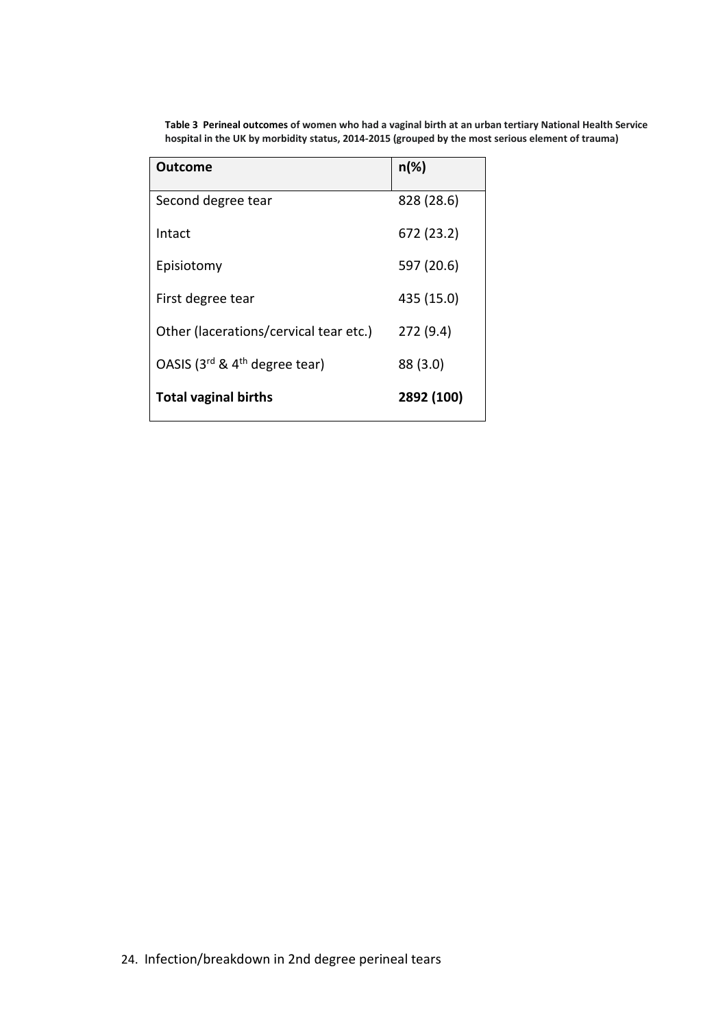**Table 3 Perineal outcomes of women who had a vaginal birth at an urban tertiary National Health Service hospital in the UK by morbidity status, 2014-2015 (grouped by the most serious element of trauma)**

| Outcome | n(%) |
|---|---|
| Second degree tear | 828 (28.6) |
| Intact | 672 (23.2) |
| Episiotomy | 597 (20.6) |
| First degree tear | 435 (15.0) |
| Other (lacerations/cervical tear etc.) | 272 (9.4) |
| OASIS ($3^{rd}$ & $4^{th}$ degree tear) | 88 (3.0) |
| **Total vaginal births** | **2892 (100)** |

24. Infection/breakdown in 2nd degree perineal tears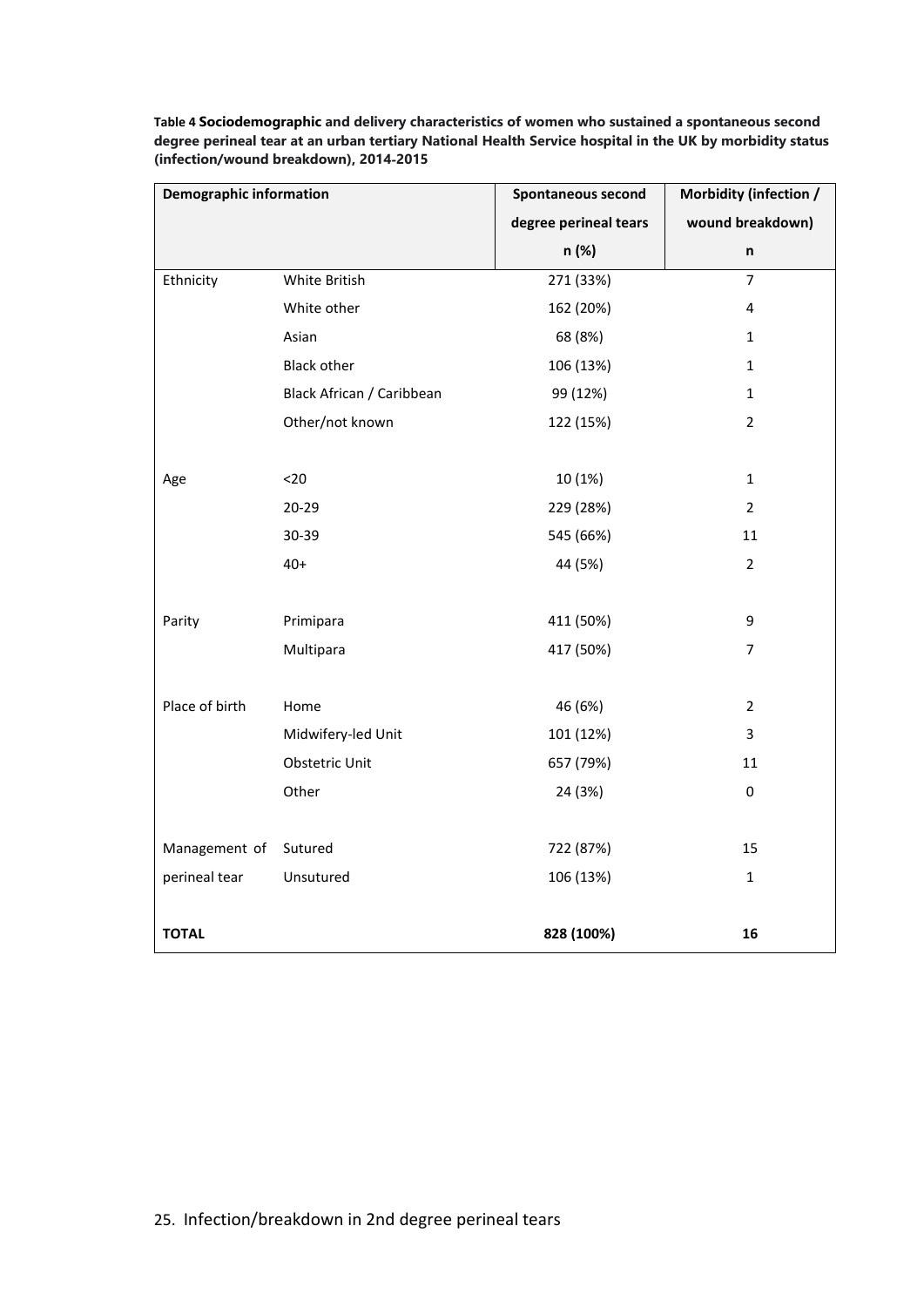**Table 4 Sociodemographic and delivery characteristics of women who sustained a spontaneous second degree perineal tear at an urban tertiary National Health Service hospital in the UK by morbidity status (infection/wound breakdown), 2014-2015**

| Demographic information | | Spontaneous second degree perineal tears n (%) | Morbidity (infection / wound breakdown) n |
|---|---|---|---|
| Ethnicity | White British | 271 (33%) | 7 |
| | White other | 162 (20%) | 4 |
| | Asian | 68 (8%) | 1 |
| | Black other | 106 (13%) | 1 |
| | Black African / Caribbean | 99 (12%) | 1 |
| | Other/not known | 122 (15%) | 2 |
| Age | <20 | 10 (1%) | 1 |
| | 20-29 | 229 (28%) | 2 |
| | 30-39 | 545 (66%) | 11 |
| | 40+ | 44 (5%) | 2 |
| Parity | Primipara | 411 (50%) | 9 |
| | Multipara | 417 (50%) | 7 |
| Place of birth | Home | 46 (6%) | 2 |
| | Midwifery-led Unit | 101 (12%) | 3 |
| | Obstetric Unit | 657 (79%) | 11 |
| | Other | 24 (3%) | 0 |
| Management of perineal tear | Sutured | 722 (87%) | 15 |
| | Unsutured | 106 (13%) | 1 |
| **TOTAL** | | **828 (100%)** | **16** |

25. Infection/breakdown in 2nd degree perineal tears